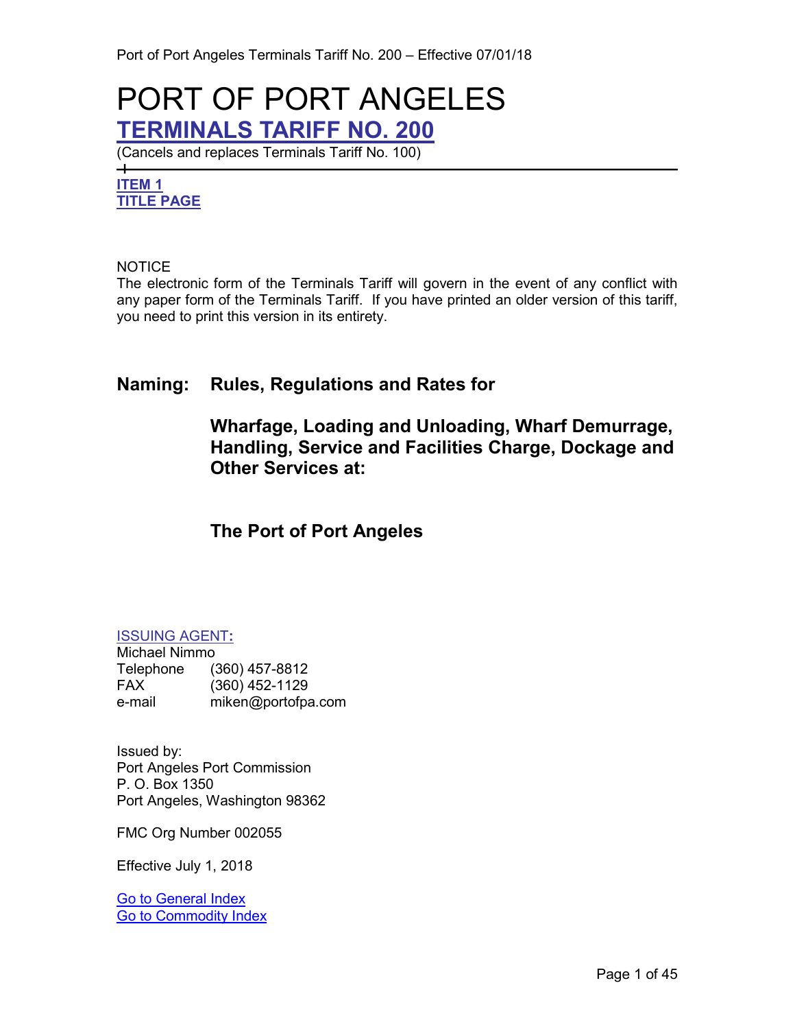# PORT OF PORT ANGELES

## TERMINALS TARIFF NO. 200

(Cancels and replaces Terminals Tariff No. 100)

---

**ITEM 1**
**TITLE PAGE**

NOTICE
The electronic form of the Terminals Tariff will govern in the event of any conflict with any paper form of the Terminals Tariff. If you have printed an older version of this tariff, you need to print this version in its entirety.

**Naming: Rules, Regulations and Rates for**

**Wharfage, Loading and Unloading, Wharf Demurrage, Handling, Service and Facilities Charge, Dockage and Other Services at:**

**The Port of Port Angeles**

ISSUING AGENT:
Michael Nimmo
Telephone (360) 457-8812
FAX (360) 452-1129
e-mail miken@portofpa.com

Issued by:
Port Angeles Port Commission
P. O. Box 1350
Port Angeles, Washington 98362

FMC Org Number 002055

Effective July 1, 2018

Go to General Index
Go to Commodity Index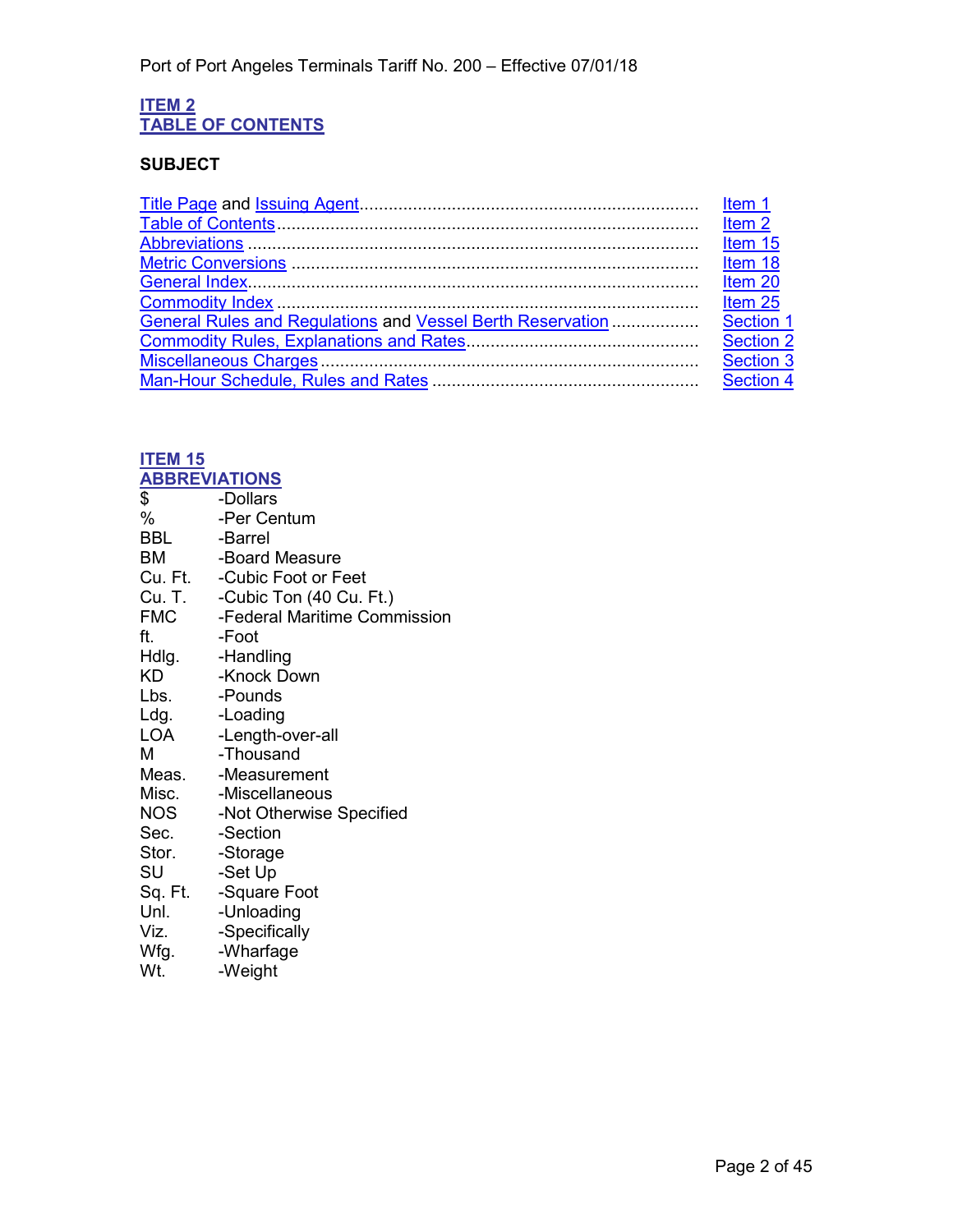## ITEM 2
## TABLE OF CONTENTS

**SUBJECT**

| | |
|---|---|
| Title Page and Issuing Agent | Item 1 |
| Table of Contents | Item 2 |
| Abbreviations | Item 15 |
| Metric Conversions | Item 18 |
| General Index | Item 20 |
| Commodity Index | Item 25 |
| General Rules and Regulations and Vessel Berth Reservation | Section 1 |
| Commodity Rules, Explanations and Rates | Section 2 |
| Miscellaneous Charges | Section 3 |
| Man-Hour Schedule, Rules and Rates | Section 4 |

## ITEM 15
## ABBREVIATIONS

| | |
|---|---|
| $ | -Dollars |
| % | -Per Centum |
| BBL | -Barrel |
| BM | -Board Measure |
| Cu. Ft. | -Cubic Foot or Feet |
| Cu. T. | -Cubic Ton (40 Cu. Ft.) |
| FMC | -Federal Maritime Commission |
| ft. | -Foot |
| Hdlg. | -Handling |
| KD | -Knock Down |
| Lbs. | -Pounds |
| Ldg. | -Loading |
| LOA | -Length-over-all |
| M | -Thousand |
| Meas. | -Measurement |
| Misc. | -Miscellaneous |
| NOS | -Not Otherwise Specified |
| Sec. | -Section |
| Stor. | -Storage |
| SU | -Set Up |
| Sq. Ft. | -Square Foot |
| Unl. | -Unloading |
| Viz. | -Specifically |
| Wfg. | -Wharfage |
| Wt. | -Weight |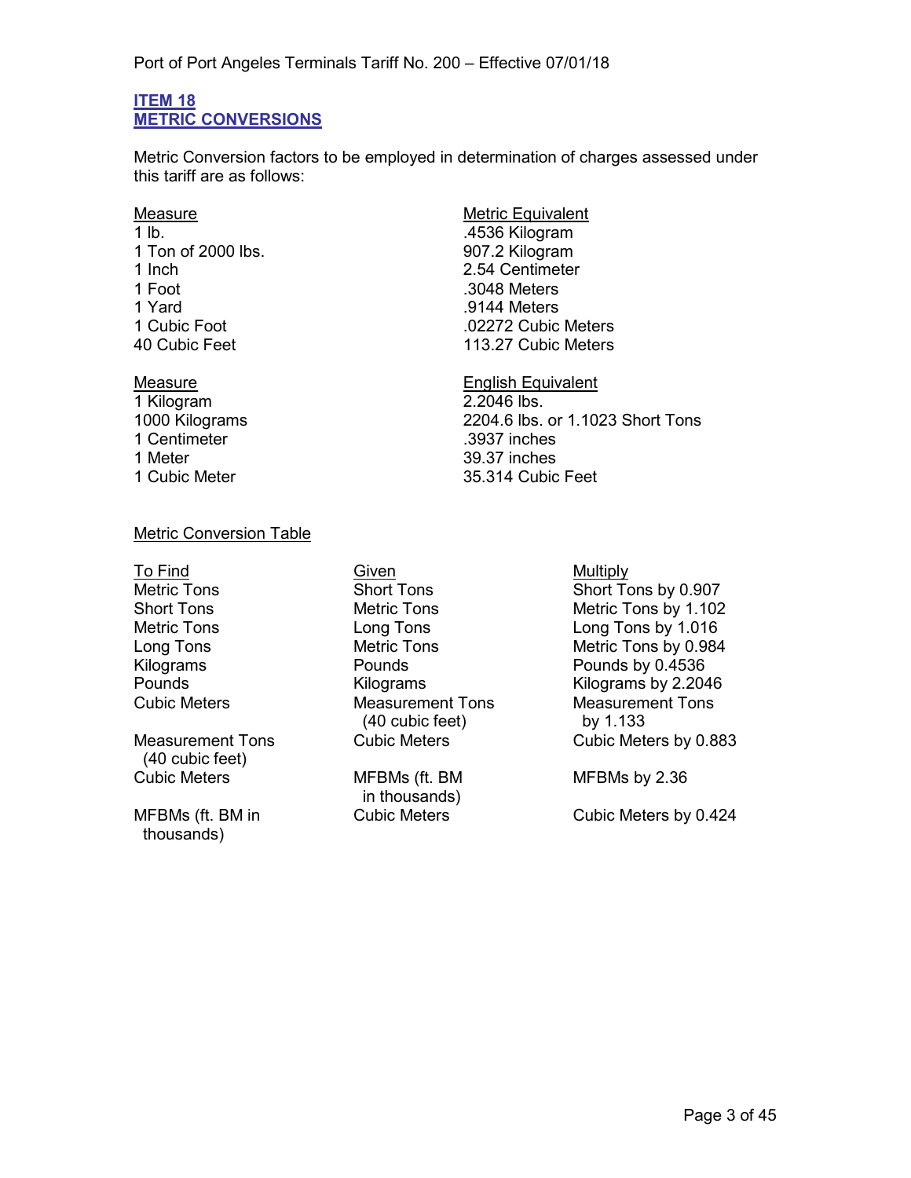## ITEM 18
## METRIC CONVERSIONS

Metric Conversion factors to be employed in determination of charges assessed under this tariff are as follows:

| Measure | Metric Equivalent |
|---|---|
| 1 lb. | .4536 Kilogram |
| 1 Ton of 2000 lbs. | 907.2 Kilogram |
| 1 Inch | 2.54 Centimeter |
| 1 Foot | .3048 Meters |
| 1 Yard | .9144 Meters |
| 1 Cubic Foot | .02272 Cubic Meters |
| 40 Cubic Feet | 113.27 Cubic Meters |

| Measure | English Equivalent |
|---|---|
| 1 Kilogram | 2.2046 lbs. |
| 1000 Kilograms | 2204.6 lbs. or 1.1023 Short Tons |
| 1 Centimeter | .3937 inches |
| 1 Meter | 39.37 inches |
| 1 Cubic Meter | 35.314 Cubic Feet |

Metric Conversion Table

| To Find | Given | Multiply |
|---|---|---|
| Metric Tons | Short Tons | Short Tons by 0.907 |
| Short Tons | Metric Tons | Metric Tons by 1.102 |
| Metric Tons | Long Tons | Long Tons by 1.016 |
| Long Tons | Metric Tons | Metric Tons by 0.984 |
| Kilograms | Pounds | Pounds by 0.4536 |
| Pounds | Kilograms | Kilograms by 2.2046 |
| Cubic Meters | Measurement Tons (40 cubic feet) | Measurement Tons by 1.133 |
| Measurement Tons (40 cubic feet) | Cubic Meters | Cubic Meters by 0.883 |
| Cubic Meters | MFBMs (ft. BM in thousands) | MFBMs by 2.36 |
| MFBMs (ft. BM in thousands) | Cubic Meters | Cubic Meters by 0.424 |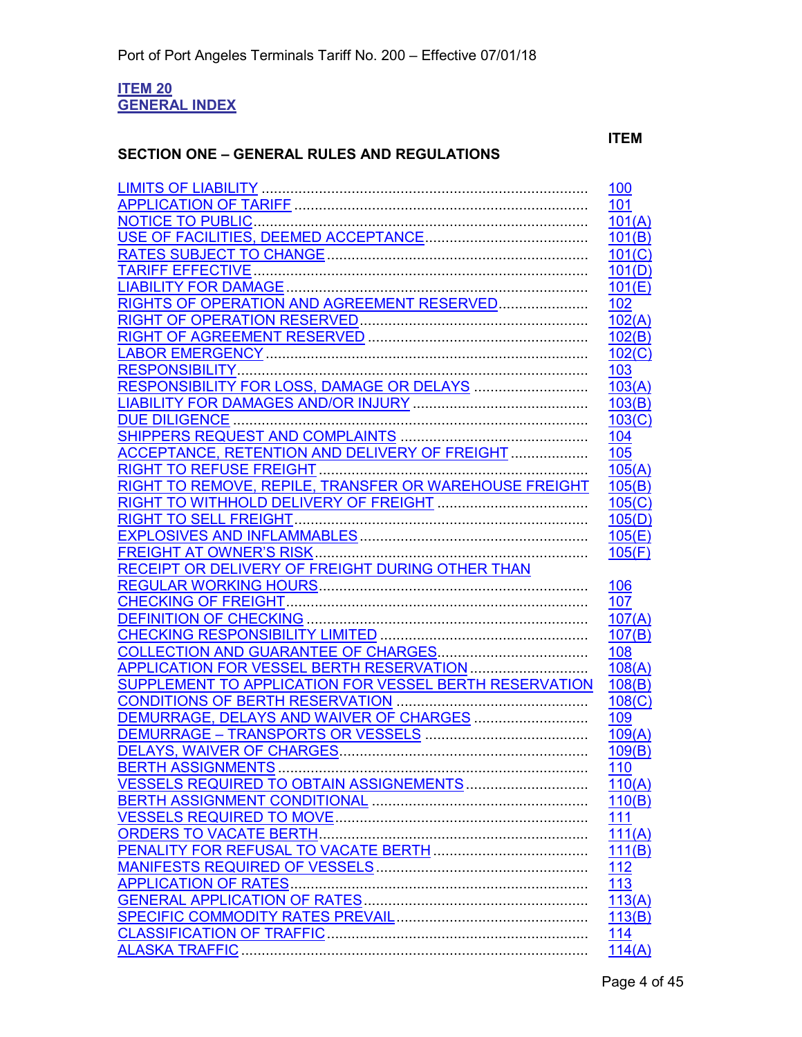## ITEM 20
## GENERAL INDEX

| SECTION ONE – GENERAL RULES AND REGULATIONS | ITEM |
|---|---|
| LIMITS OF LIABILITY | 100 |
| APPLICATION OF TARIFF | 101 |
| NOTICE TO PUBLIC | 101(A) |
| USE OF FACILITIES, DEEMED ACCEPTANCE | 101(B) |
| RATES SUBJECT TO CHANGE | 101(C) |
| TARIFF EFFECTIVE | 101(D) |
| LIABILITY FOR DAMAGE | 101(E) |
| RIGHTS OF OPERATION AND AGREEMENT RESERVED | 102 |
| RIGHT OF OPERATION RESERVED | 102(A) |
| RIGHT OF AGREEMENT RESERVED | 102(B) |
| LABOR EMERGENCY | 102(C) |
| RESPONSIBILITY | 103 |
| RESPONSIBILITY FOR LOSS, DAMAGE OR DELAYS | 103(A) |
| LIABILITY FOR DAMAGES AND/OR INJURY | 103(B) |
| DUE DILIGENCE | 103(C) |
| SHIPPERS REQUEST AND COMPLAINTS | 104 |
| ACCEPTANCE, RETENTION AND DELIVERY OF FREIGHT | 105 |
| RIGHT TO REFUSE FREIGHT | 105(A) |
| RIGHT TO REMOVE, REPILE, TRANSFER OR WAREHOUSE FREIGHT | 105(B) |
| RIGHT TO WITHHOLD DELIVERY OF FREIGHT | 105(C) |
| RIGHT TO SELL FREIGHT | 105(D) |
| EXPLOSIVES AND INFLAMMABLES | 105(E) |
| FREIGHT AT OWNER'S RISK | 105(F) |
| RECEIPT OR DELIVERY OF FREIGHT DURING OTHER THAN REGULAR WORKING HOURS | 106 |
| CHECKING OF FREIGHT | 107 |
| DEFINITION OF CHECKING | 107(A) |
| CHECKING RESPONSIBILITY LIMITED | 107(B) |
| COLLECTION AND GUARANTEE OF CHARGES | 108 |
| APPLICATION FOR VESSEL BERTH RESERVATION | 108(A) |
| SUPPLEMENT TO APPLICATION FOR VESSEL BERTH RESERVATION | 108(B) |
| CONDITIONS OF BERTH RESERVATION | 108(C) |
| DEMURRAGE, DELAYS AND WAIVER OF CHARGES | 109 |
| DEMURRAGE – TRANSPORTS OR VESSELS | 109(A) |
| DELAYS, WAIVER OF CHARGES | 109(B) |
| BERTH ASSIGNMENTS | 110 |
| VESSELS REQUIRED TO OBTAIN ASSIGNEMENTS | 110(A) |
| BERTH ASSIGNMENT CONDITIONAL | 110(B) |
| VESSELS REQUIRED TO MOVE | 111 |
| ORDERS TO VACATE BERTH | 111(A) |
| PENALITY FOR REFUSAL TO VACATE BERTH | 111(B) |
| MANIFESTS REQUIRED OF VESSELS | 112 |
| APPLICATION OF RATES | 113 |
| GENERAL APPLICATION OF RATES | 113(A) |
| SPECIFIC COMMODITY RATES PREVAIL | 113(B) |
| CLASSIFICATION OF TRAFFIC | 114 |
| ALASKA TRAFFIC | 114(A) |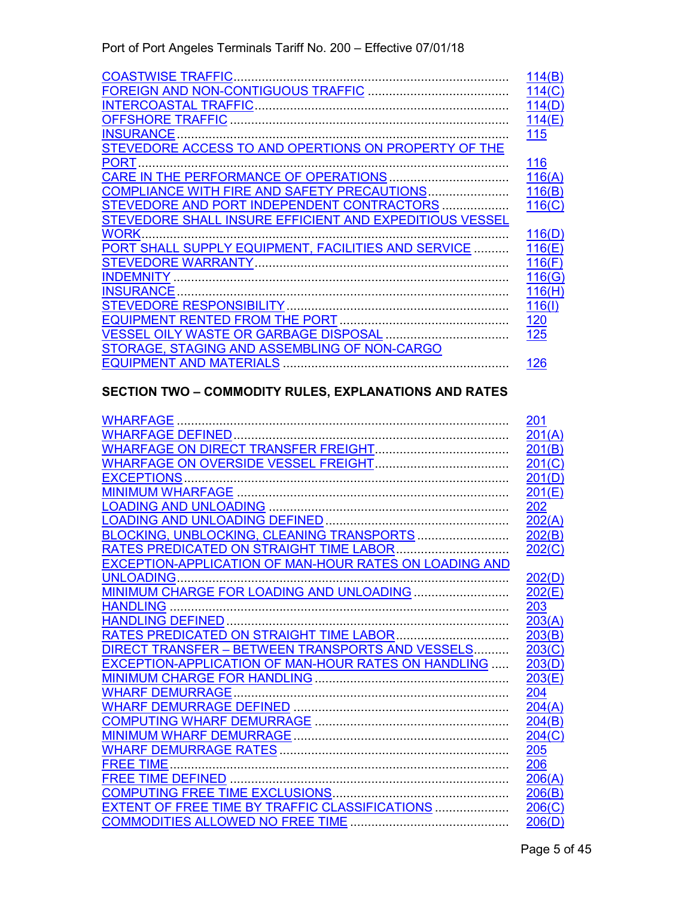| | |
|---|---|
| COASTWISE TRAFFIC | 114(B) |
| FOREIGN AND NON-CONTIGUOUS TRAFFIC | 114(C) |
| INTERCOASTAL TRAFFIC | 114(D) |
| OFFSHORE TRAFFIC | 114(E) |
| INSURANCE | 115 |
| STEVEDORE ACCESS TO AND OPERTIONS ON PROPERTY OF THE PORT | 116 |
| CARE IN THE PERFORMANCE OF OPERATIONS | 116(A) |
| COMPLIANCE WITH FIRE AND SAFETY PRECAUTIONS | 116(B) |
| STEVEDORE AND PORT INDEPENDENT CONTRACTORS | 116(C) |
| STEVEDORE SHALL INSURE EFFICIENT AND EXPEDITIOUS VESSEL WORK | 116(D) |
| PORT SHALL SUPPLY EQUIPMENT, FACILITIES AND SERVICE | 116(E) |
| STEVEDORE WARRANTY | 116(F) |
| INDEMNITY | 116(G) |
| INSURANCE | 116(H) |
| STEVEDORE RESPONSIBILITY | 116(I) |
| EQUIPMENT RENTED FROM THE PORT | 120 |
| VESSEL OILY WASTE OR GARBAGE DISPOSAL | 125 |
| STORAGE, STAGING AND ASSEMBLING OF NON-CARGO EQUIPMENT AND MATERIALS | 126 |

## SECTION TWO – COMMODITY RULES, EXPLANATIONS AND RATES

| | |
|---|---|
| WHARFAGE | 201 |
| WHARFAGE DEFINED | 201(A) |
| WHARFAGE ON DIRECT TRANSFER FREIGHT | 201(B) |
| WHARFAGE ON OVERSIDE VESSEL FREIGHT | 201(C) |
| EXCEPTIONS | 201(D) |
| MINIMUM WHARFAGE | 201(E) |
| LOADING AND UNLOADING | 202 |
| LOADING AND UNLOADING DEFINED | 202(A) |
| BLOCKING, UNBLOCKING, CLEANING TRANSPORTS | 202(B) |
| RATES PREDICATED ON STRAIGHT TIME LABOR | 202(C) |
| EXCEPTION-APPLICATION OF MAN-HOUR RATES ON LOADING AND UNLOADING | 202(D) |
| MINIMUM CHARGE FOR LOADING AND UNLOADING | 202(E) |
| HANDLING | 203 |
| HANDLING DEFINED | 203(A) |
| RATES PREDICATED ON STRAIGHT TIME LABOR | 203(B) |
| DIRECT TRANSFER – BETWEEN TRANSPORTS AND VESSELS | 203(C) |
| EXCEPTION-APPLICATION OF MAN-HOUR RATES ON HANDLING | 203(D) |
| MINIMUM CHARGE FOR HANDLING | 203(E) |
| WHARF DEMURRAGE | 204 |
| WHARF DEMURRAGE DEFINED | 204(A) |
| COMPUTING WHARF DEMURRAGE | 204(B) |
| MINIMUM WHARF DEMURRAGE | 204(C) |
| WHARF DEMURRAGE RATES | 205 |
| FREE TIME | 206 |
| FREE TIME DEFINED | 206(A) |
| COMPUTING FREE TIME EXCLUSIONS | 206(B) |
| EXTENT OF FREE TIME BY TRAFFIC CLASSIFICATIONS | 206(C) |
| COMMODITIES ALLOWED NO FREE TIME | 206(D) |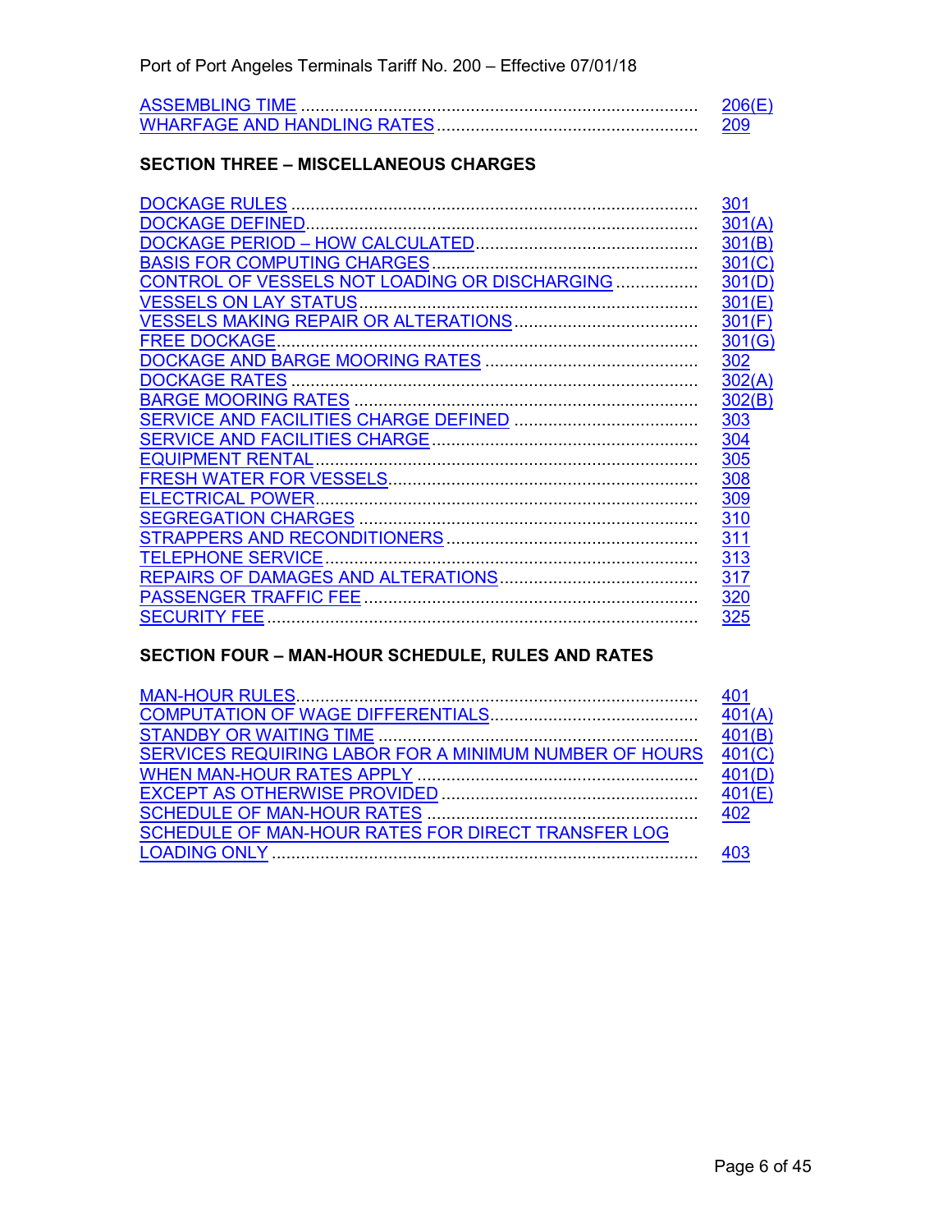| | |
|---|---|
| ASSEMBLING TIME | 206(E) |
| WHARFAGE AND HANDLING RATES | 209 |

**SECTION THREE – MISCELLANEOUS CHARGES**

| | |
|---|---|
| DOCKAGE RULES | 301 |
| DOCKAGE DEFINED | 301(A) |
| DOCKAGE PERIOD – HOW CALCULATED | 301(B) |
| BASIS FOR COMPUTING CHARGES | 301(C) |
| CONTROL OF VESSELS NOT LOADING OR DISCHARGING | 301(D) |
| VESSELS ON LAY STATUS | 301(E) |
| VESSELS MAKING REPAIR OR ALTERATIONS | 301(F) |
| FREE DOCKAGE | 301(G) |
| DOCKAGE AND BARGE MOORING RATES | 302 |
| DOCKAGE RATES | 302(A) |
| BARGE MOORING RATES | 302(B) |
| SERVICE AND FACILITIES CHARGE DEFINED | 303 |
| SERVICE AND FACILITIES CHARGE | 304 |
| EQUIPMENT RENTAL | 305 |
| FRESH WATER FOR VESSELS | 308 |
| ELECTRICAL POWER | 309 |
| SEGREGATION CHARGES | 310 |
| STRAPPERS AND RECONDITIONERS | 311 |
| TELEPHONE SERVICE | 313 |
| REPAIRS OF DAMAGES AND ALTERATIONS | 317 |
| PASSENGER TRAFFIC FEE | 320 |
| SECURITY FEE | 325 |

**SECTION FOUR – MAN-HOUR SCHEDULE, RULES AND RATES**

| | |
|---|---|
| MAN-HOUR RULES | 401 |
| COMPUTATION OF WAGE DIFFERENTIALS | 401(A) |
| STANDBY OR WAITING TIME | 401(B) |
| SERVICES REQUIRING LABOR FOR A MINIMUM NUMBER OF HOURS | 401(C) |
| WHEN MAN-HOUR RATES APPLY | 401(D) |
| EXCEPT AS OTHERWISE PROVIDED | 401(E) |
| SCHEDULE OF MAN-HOUR RATES | 402 |
| SCHEDULE OF MAN-HOUR RATES FOR DIRECT TRANSFER LOG LOADING ONLY | 403 |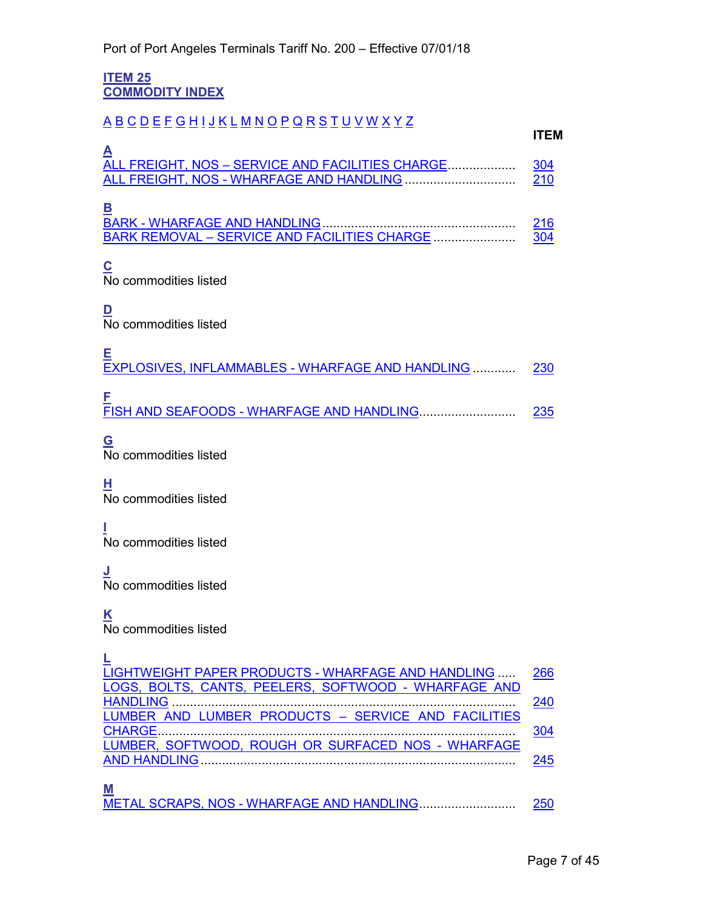## ITEM 25
## COMMODITY INDEX

A B C D E F G H I J K L M N O P Q R S T U V W X Y Z

| | ITEM |
|---|---|
| **A** | |
| ALL FREIGHT, NOS – SERVICE AND FACILITIES CHARGE | 304 |
| ALL FREIGHT, NOS - WHARFAGE AND HANDLING | 210 |
| **B** | |
| BARK - WHARFAGE AND HANDLING | 216 |
| BARK REMOVAL – SERVICE AND FACILITIES CHARGE | 304 |
| **C** | |
| No commodities listed | |
| **D** | |
| No commodities listed | |
| **E** | |
| EXPLOSIVES, INFLAMMABLES - WHARFAGE AND HANDLING | 230 |
| **F** | |
| FISH AND SEAFOODS - WHARFAGE AND HANDLING | 235 |
| **G** | |
| No commodities listed | |
| **H** | |
| No commodities listed | |
| **I** | |
| No commodities listed | |
| **J** | |
| No commodities listed | |
| **K** | |
| No commodities listed | |
| **L** | |
| LIGHTWEIGHT PAPER PRODUCTS - WHARFAGE AND HANDLING | 266 |
| LOGS, BOLTS, CANTS, PEELERS, SOFTWOOD - WHARFAGE AND HANDLING | 240 |
| LUMBER AND LUMBER PRODUCTS – SERVICE AND FACILITIES CHARGE | 304 |
| LUMBER, SOFTWOOD, ROUGH OR SURFACED NOS - WHARFAGE AND HANDLING | 245 |
| **M** | |
| METAL SCRAPS, NOS - WHARFAGE AND HANDLING | 250 |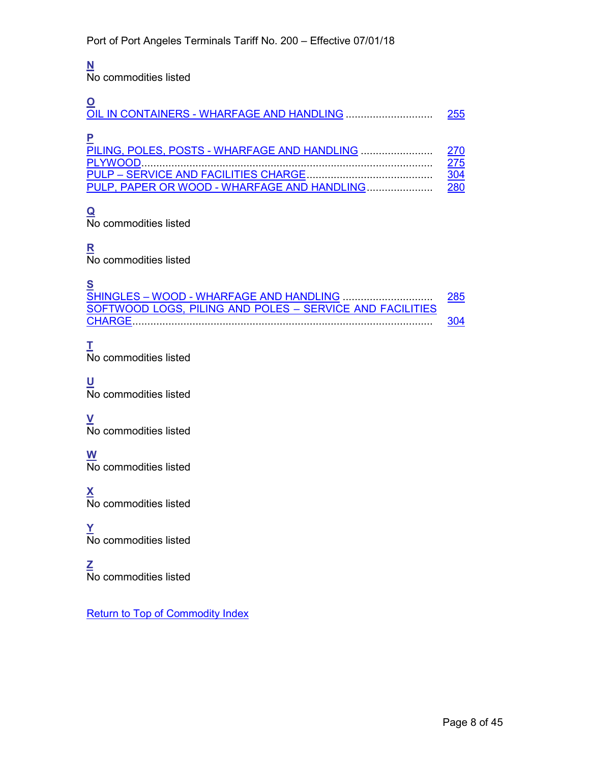**N**

No commodities listed

**O**

OIL IN CONTAINERS - WHARFAGE AND HANDLING ............................ 255

**P**

PILING, POLES, POSTS - WHARFAGE AND HANDLING ........................ 270
PLYWOOD............................................................................................... 275
PULP – SERVICE AND FACILITIES CHARGE......................................... 304
PULP, PAPER OR WOOD - WHARFAGE AND HANDLING..................... 280

**Q**

No commodities listed

**R**

No commodities listed

**S**

SHINGLES – WOOD - WHARFAGE AND HANDLING ............................. 285
SOFTWOOD LOGS, PILING AND POLES – SERVICE AND FACILITIES CHARGE................................................................................................... 304

**T**

No commodities listed

**U**

No commodities listed

**V**

No commodities listed

**W**

No commodities listed

**X**

No commodities listed

**Y**

No commodities listed

**Z**

No commodities listed

Return to Top of Commodity Index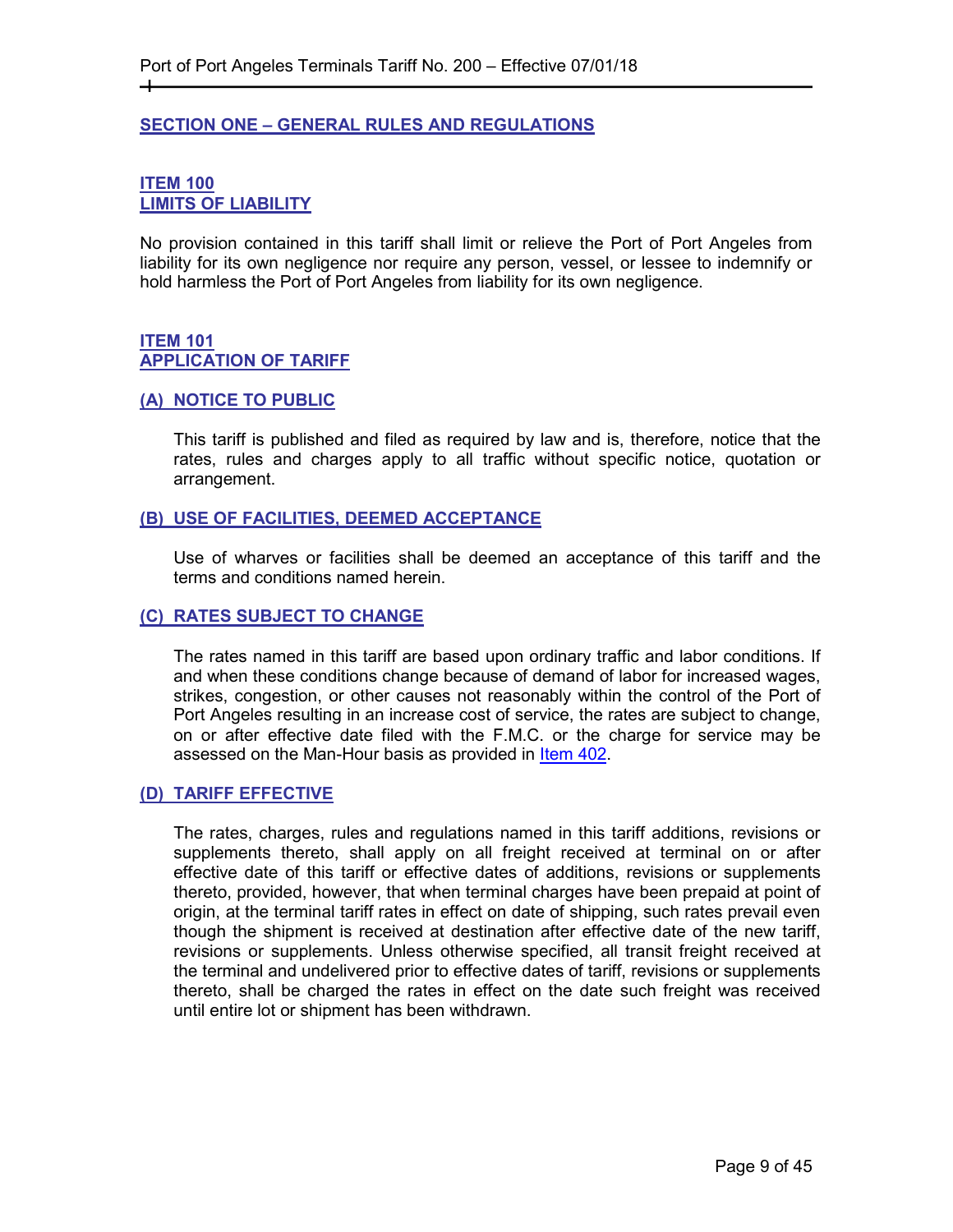## SECTION ONE – GENERAL RULES AND REGULATIONS

### ITEM 100
### LIMITS OF LIABILITY

No provision contained in this tariff shall limit or relieve the Port of Port Angeles from liability for its own negligence nor require any person, vessel, or lessee to indemnify or hold harmless the Port of Port Angeles from liability for its own negligence.

### ITEM 101
### APPLICATION OF TARIFF

#### (A) NOTICE TO PUBLIC

This tariff is published and filed as required by law and is, therefore, notice that the rates, rules and charges apply to all traffic without specific notice, quotation or arrangement.

#### (B) USE OF FACILITIES, DEEMED ACCEPTANCE

Use of wharves or facilities shall be deemed an acceptance of this tariff and the terms and conditions named herein.

#### (C) RATES SUBJECT TO CHANGE

The rates named in this tariff are based upon ordinary traffic and labor conditions. If and when these conditions change because of demand of labor for increased wages, strikes, congestion, or other causes not reasonably within the control of the Port of Port Angeles resulting in an increase cost of service, the rates are subject to change, on or after effective date filed with the F.M.C. or the charge for service may be assessed on the Man-Hour basis as provided in Item 402.

#### (D) TARIFF EFFECTIVE

The rates, charges, rules and regulations named in this tariff additions, revisions or supplements thereto, shall apply on all freight received at terminal on or after effective date of this tariff or effective dates of additions, revisions or supplements thereto, provided, however, that when terminal charges have been prepaid at point of origin, at the terminal tariff rates in effect on date of shipping, such rates prevail even though the shipment is received at destination after effective date of the new tariff, revisions or supplements. Unless otherwise specified, all transit freight received at the terminal and undelivered prior to effective dates of tariff, revisions or supplements thereto, shall be charged the rates in effect on the date such freight was received until entire lot or shipment has been withdrawn.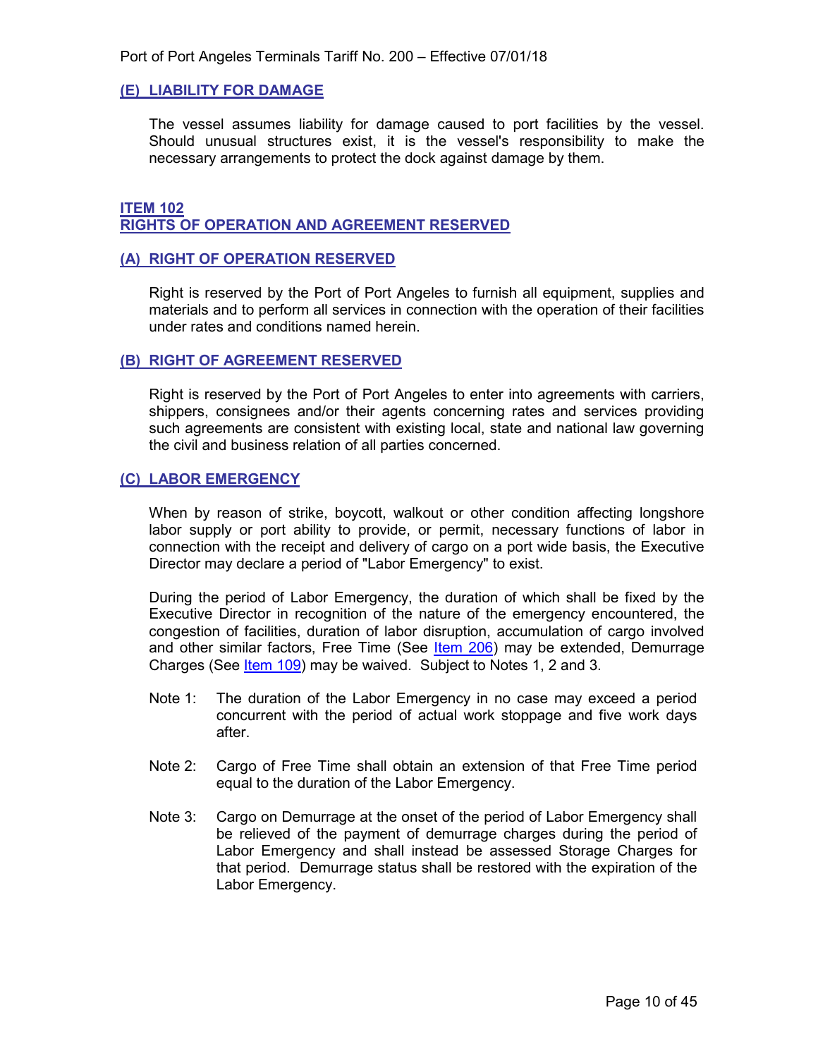### (E) LIABILITY FOR DAMAGE

The vessel assumes liability for damage caused to port facilities by the vessel. Should unusual structures exist, it is the vessel's responsibility to make the necessary arrangements to protect the dock against damage by them.

## ITEM 102
## RIGHTS OF OPERATION AND AGREEMENT RESERVED

### (A) RIGHT OF OPERATION RESERVED

Right is reserved by the Port of Port Angeles to furnish all equipment, supplies and materials and to perform all services in connection with the operation of their facilities under rates and conditions named herein.

### (B) RIGHT OF AGREEMENT RESERVED

Right is reserved by the Port of Port Angeles to enter into agreements with carriers, shippers, consignees and/or their agents concerning rates and services providing such agreements are consistent with existing local, state and national law governing the civil and business relation of all parties concerned.

### (C) LABOR EMERGENCY

When by reason of strike, boycott, walkout or other condition affecting longshore labor supply or port ability to provide, or permit, necessary functions of labor in connection with the receipt and delivery of cargo on a port wide basis, the Executive Director may declare a period of "Labor Emergency" to exist.

During the period of Labor Emergency, the duration of which shall be fixed by the Executive Director in recognition of the nature of the emergency encountered, the congestion of facilities, duration of labor disruption, accumulation of cargo involved and other similar factors, Free Time (See Item 206) may be extended, Demurrage Charges (See Item 109) may be waived. Subject to Notes 1, 2 and 3.

Note 1: The duration of the Labor Emergency in no case may exceed a period concurrent with the period of actual work stoppage and five work days after.

Note 2: Cargo of Free Time shall obtain an extension of that Free Time period equal to the duration of the Labor Emergency.

Note 3: Cargo on Demurrage at the onset of the period of Labor Emergency shall be relieved of the payment of demurrage charges during the period of Labor Emergency and shall instead be assessed Storage Charges for that period. Demurrage status shall be restored with the expiration of the Labor Emergency.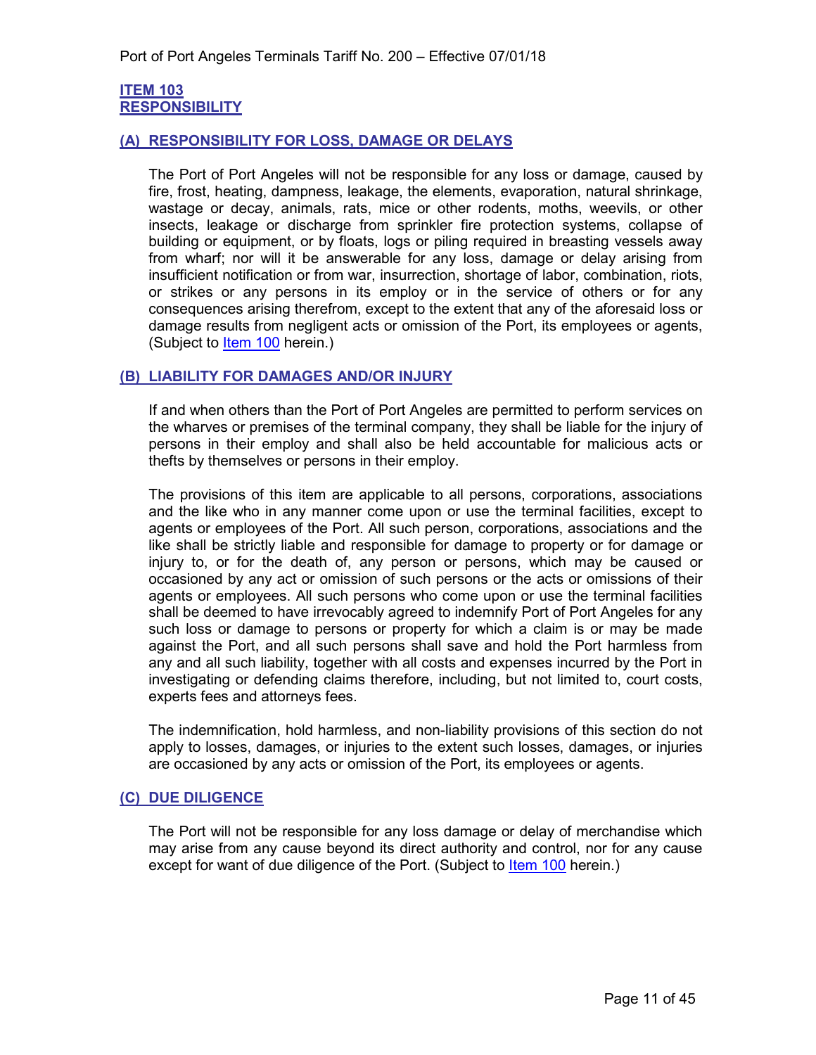## ITEM 103
## RESPONSIBILITY

### (A) RESPONSIBILITY FOR LOSS, DAMAGE OR DELAYS

The Port of Port Angeles will not be responsible for any loss or damage, caused by fire, frost, heating, dampness, leakage, the elements, evaporation, natural shrinkage, wastage or decay, animals, rats, mice or other rodents, moths, weevils, or other insects, leakage or discharge from sprinkler fire protection systems, collapse of building or equipment, or by floats, logs or piling required in breasting vessels away from wharf; nor will it be answerable for any loss, damage or delay arising from insufficient notification or from war, insurrection, shortage of labor, combination, riots, or strikes or any persons in its employ or in the service of others or for any consequences arising therefrom, except to the extent that any of the aforesaid loss or damage results from negligent acts or omission of the Port, its employees or agents, (Subject to Item 100 herein.)

### (B) LIABILITY FOR DAMAGES AND/OR INJURY

If and when others than the Port of Port Angeles are permitted to perform services on the wharves or premises of the terminal company, they shall be liable for the injury of persons in their employ and shall also be held accountable for malicious acts or thefts by themselves or persons in their employ.

The provisions of this item are applicable to all persons, corporations, associations and the like who in any manner come upon or use the terminal facilities, except to agents or employees of the Port. All such person, corporations, associations and the like shall be strictly liable and responsible for damage to property or for damage or injury to, or for the death of, any person or persons, which may be caused or occasioned by any act or omission of such persons or the acts or omissions of their agents or employees. All such persons who come upon or use the terminal facilities shall be deemed to have irrevocably agreed to indemnify Port of Port Angeles for any such loss or damage to persons or property for which a claim is or may be made against the Port, and all such persons shall save and hold the Port harmless from any and all such liability, together with all costs and expenses incurred by the Port in investigating or defending claims therefore, including, but not limited to, court costs, experts fees and attorneys fees.

The indemnification, hold harmless, and non-liability provisions of this section do not apply to losses, damages, or injuries to the extent such losses, damages, or injuries are occasioned by any acts or omission of the Port, its employees or agents.

### (C) DUE DILIGENCE

The Port will not be responsible for any loss damage or delay of merchandise which may arise from any cause beyond its direct authority and control, nor for any cause except for want of due diligence of the Port. (Subject to Item 100 herein.)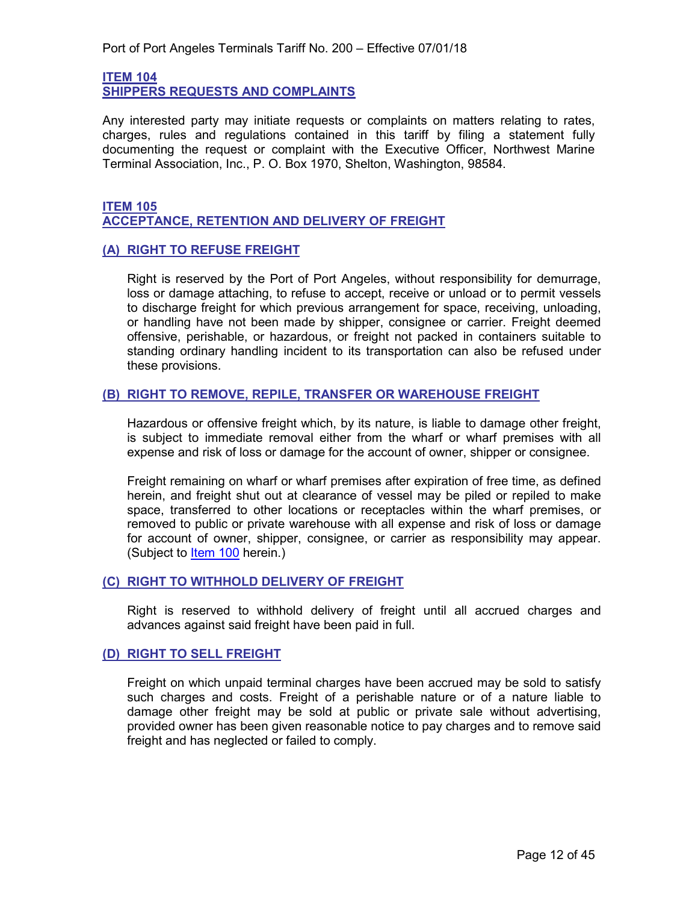## ITEM 104
## SHIPPERS REQUESTS AND COMPLAINTS

Any interested party may initiate requests or complaints on matters relating to rates, charges, rules and regulations contained in this tariff by filing a statement fully documenting the request or complaint with the Executive Officer, Northwest Marine Terminal Association, Inc., P. O. Box 1970, Shelton, Washington, 98584.

## ITEM 105
## ACCEPTANCE, RETENTION AND DELIVERY OF FREIGHT

### (A) RIGHT TO REFUSE FREIGHT

Right is reserved by the Port of Port Angeles, without responsibility for demurrage, loss or damage attaching, to refuse to accept, receive or unload or to permit vessels to discharge freight for which previous arrangement for space, receiving, unloading, or handling have not been made by shipper, consignee or carrier. Freight deemed offensive, perishable, or hazardous, or freight not packed in containers suitable to standing ordinary handling incident to its transportation can also be refused under these provisions.

### (B) RIGHT TO REMOVE, REPILE, TRANSFER OR WAREHOUSE FREIGHT

Hazardous or offensive freight which, by its nature, is liable to damage other freight, is subject to immediate removal either from the wharf or wharf premises with all expense and risk of loss or damage for the account of owner, shipper or consignee.

Freight remaining on wharf or wharf premises after expiration of free time, as defined herein, and freight shut out at clearance of vessel may be piled or repiled to make space, transferred to other locations or receptacles within the wharf premises, or removed to public or private warehouse with all expense and risk of loss or damage for account of owner, shipper, consignee, or carrier as responsibility may appear. (Subject to Item 100 herein.)

### (C) RIGHT TO WITHHOLD DELIVERY OF FREIGHT

Right is reserved to withhold delivery of freight until all accrued charges and advances against said freight have been paid in full.

### (D) RIGHT TO SELL FREIGHT

Freight on which unpaid terminal charges have been accrued may be sold to satisfy such charges and costs. Freight of a perishable nature or of a nature liable to damage other freight may be sold at public or private sale without advertising, provided owner has been given reasonable notice to pay charges and to remove said freight and has neglected or failed to comply.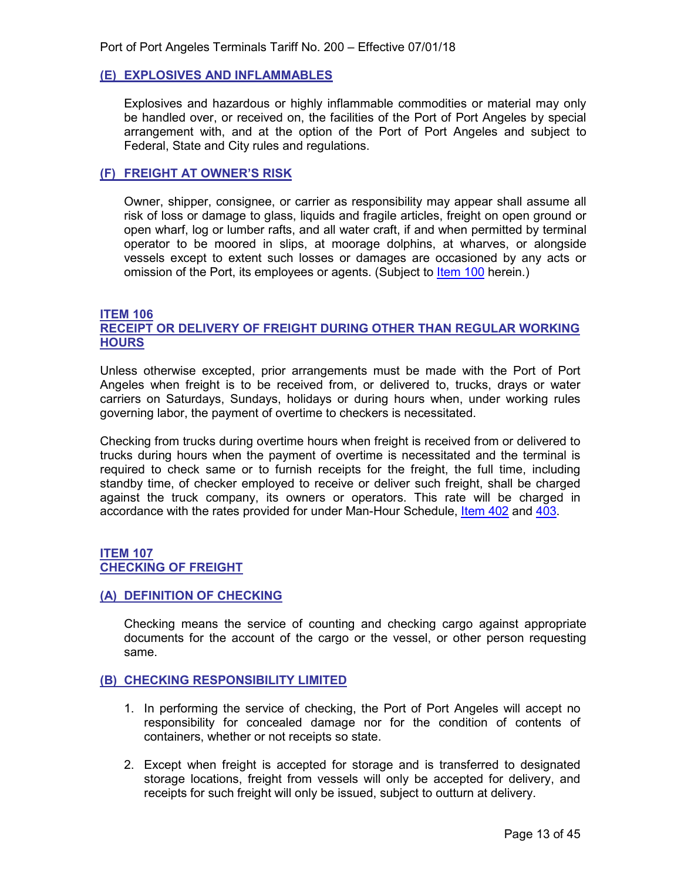### (E) EXPLOSIVES AND INFLAMMABLES

Explosives and hazardous or highly inflammable commodities or material may only be handled over, or received on, the facilities of the Port of Port Angeles by special arrangement with, and at the option of the Port of Port Angeles and subject to Federal, State and City rules and regulations.

### (F) FREIGHT AT OWNER'S RISK

Owner, shipper, consignee, or carrier as responsibility may appear shall assume all risk of loss or damage to glass, liquids and fragile articles, freight on open ground or open wharf, log or lumber rafts, and all water craft, if and when permitted by terminal operator to be moored in slips, at moorage dolphins, at wharves, or alongside vessels except to extent such losses or damages are occasioned by any acts or omission of the Port, its employees or agents. (Subject to Item 100 herein.)

## ITEM 106
## RECEIPT OR DELIVERY OF FREIGHT DURING OTHER THAN REGULAR WORKING HOURS

Unless otherwise excepted, prior arrangements must be made with the Port of Port Angeles when freight is to be received from, or delivered to, trucks, drays or water carriers on Saturdays, Sundays, holidays or during hours when, under working rules governing labor, the payment of overtime to checkers is necessitated.

Checking from trucks during overtime hours when freight is received from or delivered to trucks during hours when the payment of overtime is necessitated and the terminal is required to check same or to furnish receipts for the freight, the full time, including standby time, of checker employed to receive or deliver such freight, shall be charged against the truck company, its owners or operators. This rate will be charged in accordance with the rates provided for under Man-Hour Schedule, Item 402 and 403.

## ITEM 107
## CHECKING OF FREIGHT

### (A) DEFINITION OF CHECKING

Checking means the service of counting and checking cargo against appropriate documents for the account of the cargo or the vessel, or other person requesting same.

### (B) CHECKING RESPONSIBILITY LIMITED

1. In performing the service of checking, the Port of Port Angeles will accept no responsibility for concealed damage nor for the condition of contents of containers, whether or not receipts so state.
2. Except when freight is accepted for storage and is transferred to designated storage locations, freight from vessels will only be accepted for delivery, and receipts for such freight will only be issued, subject to outturn at delivery.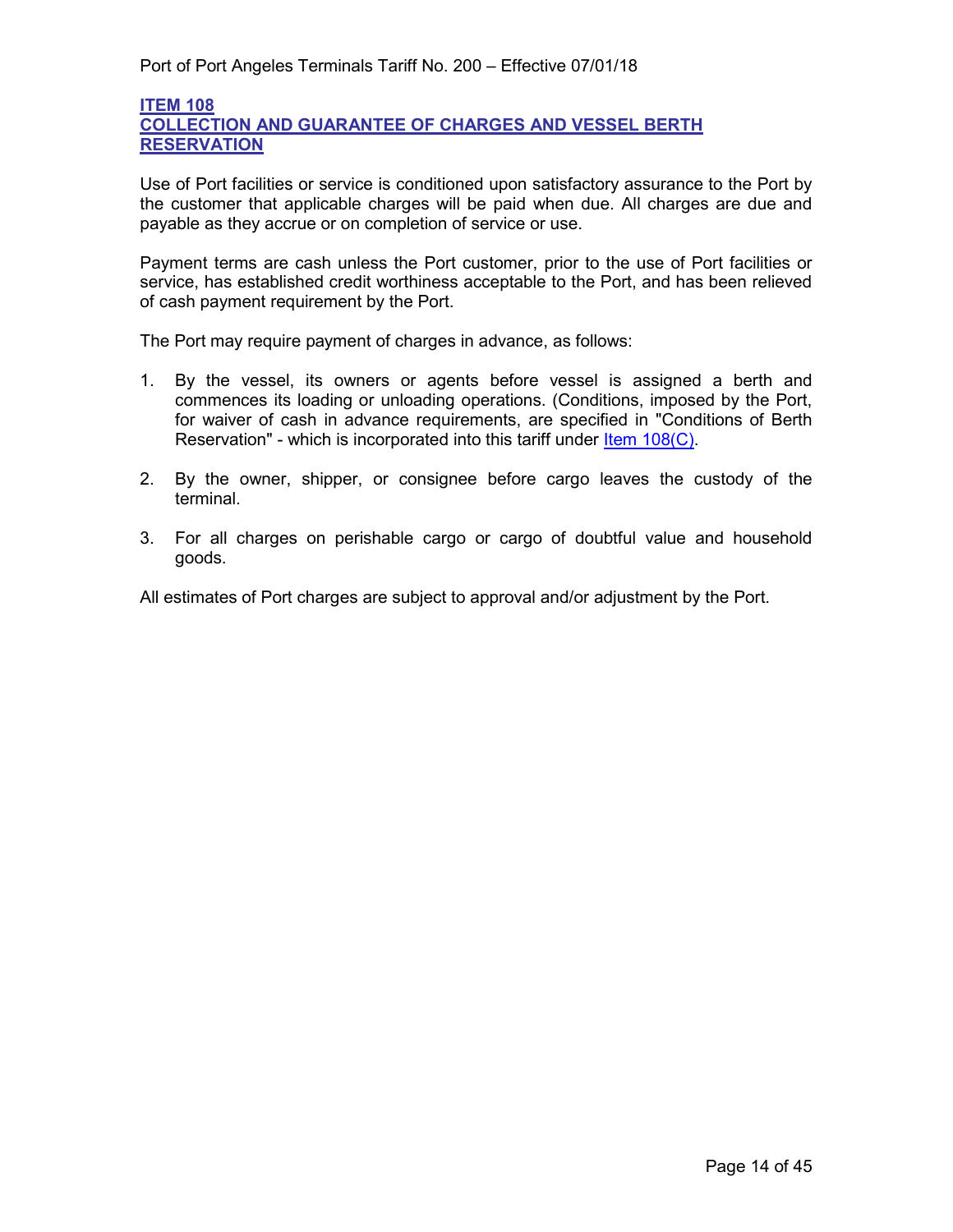## ITEM 108
## COLLECTION AND GUARANTEE OF CHARGES AND VESSEL BERTH RESERVATION

Use of Port facilities or service is conditioned upon satisfactory assurance to the Port by the customer that applicable charges will be paid when due. All charges are due and payable as they accrue or on completion of service or use.

Payment terms are cash unless the Port customer, prior to the use of Port facilities or service, has established credit worthiness acceptable to the Port, and has been relieved of cash payment requirement by the Port.

The Port may require payment of charges in advance, as follows:

1. By the vessel, its owners or agents before vessel is assigned a berth and commences its loading or unloading operations. (Conditions, imposed by the Port, for waiver of cash in advance requirements, are specified in "Conditions of Berth Reservation" - which is incorporated into this tariff under Item 108(C).

2. By the owner, shipper, or consignee before cargo leaves the custody of the terminal.

3. For all charges on perishable cargo or cargo of doubtful value and household goods.

All estimates of Port charges are subject to approval and/or adjustment by the Port.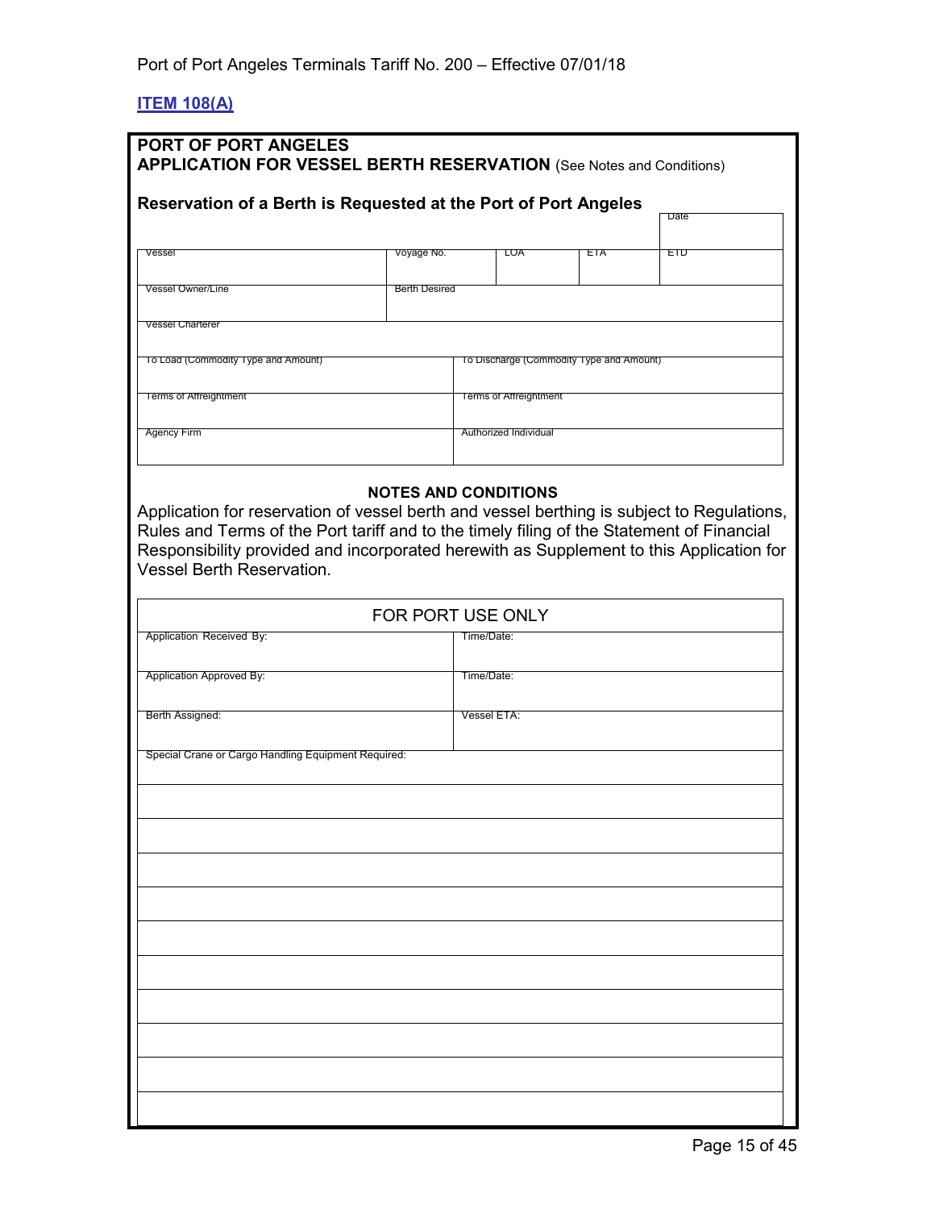**ITEM 108(A)**

**PORT OF PORT ANGELES**
**APPLICATION FOR VESSEL BERTH RESERVATION** (See Notes and Conditions)

**Reservation of a Berth is Requested at the Port of Port Angeles**

| | | | | Date |
|---|---|---|---|---|
| Vessel | Voyage No. | LOA | ETA | ETD |
| Vessel Owner/Line | Berth Desired | | | |
| Vessel Charterer | | | | |
| To Load (Commodity Type and Amount) | To Discharge (Commodity Type and Amount) | | | |
| Terms of Affreightment | Terms of Affreightment | | | |
| Agency Firm | Authorized Individual | | | |

**NOTES AND CONDITIONS**

Application for reservation of vessel berth and vessel berthing is subject to Regulations, Rules and Terms of the Port tariff and to the timely filing of the Statement of Financial Responsibility provided and incorporated herewith as Supplement to this Application for Vessel Berth Reservation.

| FOR PORT USE ONLY | |
|---|---|
| Application Received By: | Time/Date: |
| Application Approved By: | Time/Date: |
| Berth Assigned: | Vessel ETA: |
| Special Crane or Cargo Handling Equipment Required: | |
| | |
| | |
| | |
| | |
| | |
| | |
| | |
| | |
| | |
| | |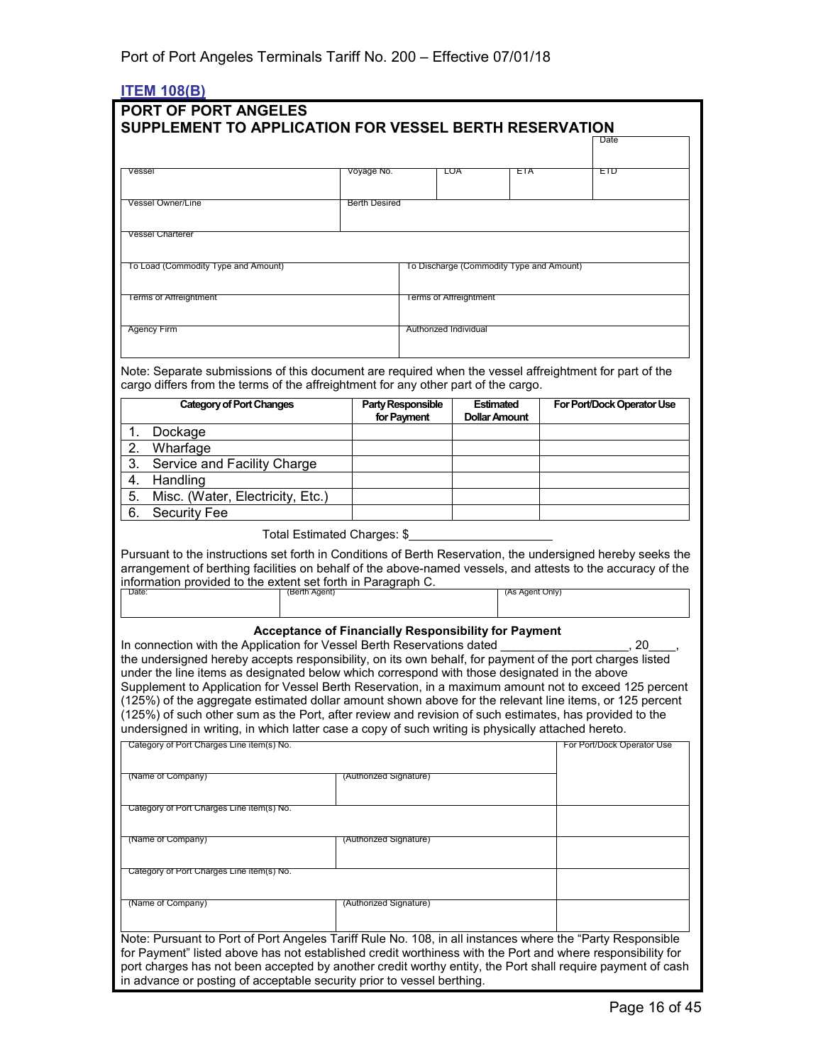## ITEM 108(B)

# PORT OF PORT ANGELES
## SUPPLEMENT TO APPLICATION FOR VESSEL BERTH RESERVATION

| | | | | Date |
|---|---|---|---|---|
| Vessel | Voyage No. | LOA | ETA | ETD |
| Vessel Owner/Line | Berth Desired | | | |
| Vessel Charterer | | | | |
| To Load (Commodity Type and Amount) | | To Discharge (Commodity Type and Amount) | | |
| Terms of Affreightment | | Terms of Affreightment | | |
| Agency Firm | | Authorized Individual | | |

Note: Separate submissions of this document are required when the vessel affreightment for part of the cargo differs from the terms of the affreightment for any other part of the cargo.

| Category of Port Changes | Party Responsible for Payment | Estimated Dollar Amount | For Port/Dock Operator Use |
|---|---|---|---|
| 1. Dockage | | | |
| 2. Wharfage | | | |
| 3. Service and Facility Charge | | | |
| 4. Handling | | | |
| 5. Misc. (Water, Electricity, Etc.) | | | |
| 6. Security Fee | | | |

Total Estimated Charges: $____________________

Pursuant to the instructions set forth in Conditions of Berth Reservation, the undersigned hereby seeks the arrangement of berthing facilities on behalf of the above-named vessels, and attests to the accuracy of the information provided to the extent set forth in Paragraph C.

| Date: | (Berth Agent) | (As Agent Only) |
|---|---|---|
| | | |

### Acceptance of Financially Responsibility for Payment

In connection with the Application for Vessel Berth Reservations dated ___________________, 20____, the undersigned hereby accepts responsibility, on its own behalf, for payment of the port charges listed under the line items as designated below which correspond with those designated in the above Supplement to Application for Vessel Berth Reservation, in a maximum amount not to exceed 125 percent (125%) of the aggregate estimated dollar amount shown above for the relevant line items, or 125 percent (125%) of such other sum as the Port, after review and revision of such estimates, has provided to the undersigned in writing, in which latter case a copy of such writing is physically attached hereto.

| Category of Port Charges Line item(s) No. | | For Port/Dock Operator Use |
|---|---|---|
| (Name of Company) | (Authorized Signature) | |
| Category of Port Charges Line item(s) No. | | |
| (Name of Company) | (Authorized Signature) | |
| Category of Port Charges Line item(s) No. | | |
| (Name of Company) | (Authorized Signature) | |

Note: Pursuant to Port of Port Angeles Tariff Rule No. 108, in all instances where the "Party Responsible for Payment" listed above has not established credit worthiness with the Port and where responsibility for port charges has not been accepted by another credit worthy entity, the Port shall require payment of cash in advance or posting of acceptable security prior to vessel berthing.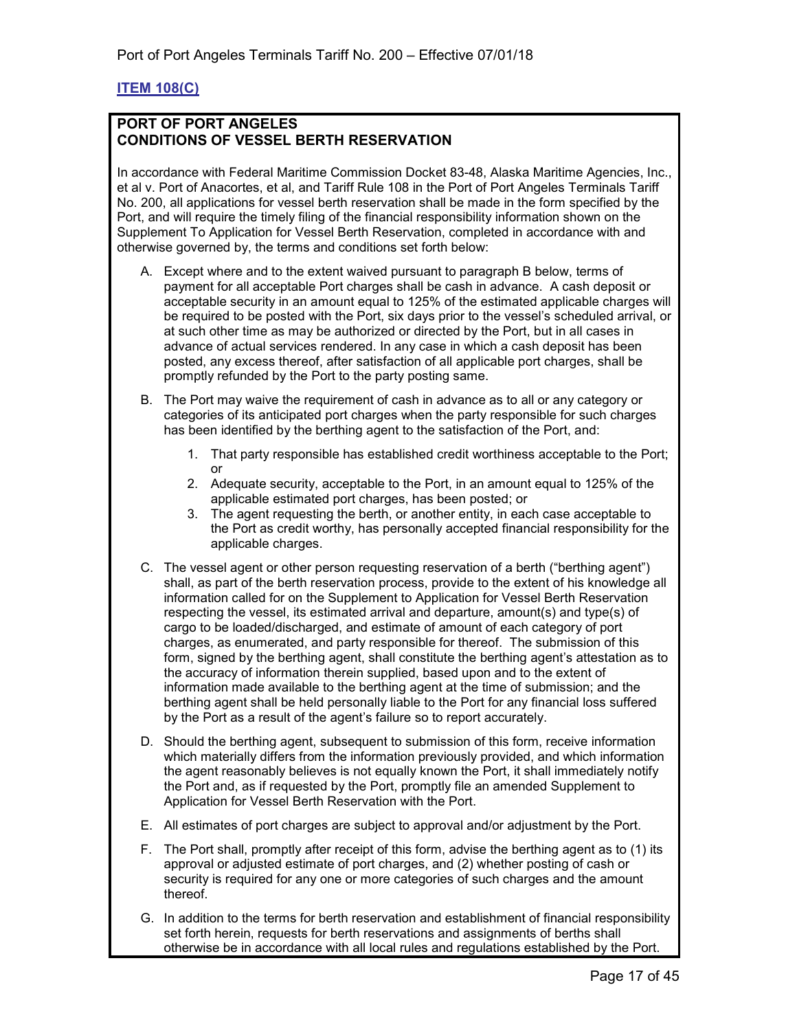**ITEM 108(C)**

## PORT OF PORT ANGELES
## CONDITIONS OF VESSEL BERTH RESERVATION

In accordance with Federal Maritime Commission Docket 83-48, Alaska Maritime Agencies, Inc., et al v. Port of Anacortes, et al, and Tariff Rule 108 in the Port of Port Angeles Terminals Tariff No. 200, all applications for vessel berth reservation shall be made in the form specified by the Port, and will require the timely filing of the financial responsibility information shown on the Supplement To Application for Vessel Berth Reservation, completed in accordance with and otherwise governed by, the terms and conditions set forth below:

A. Except where and to the extent waived pursuant to paragraph B below, terms of payment for all acceptable Port charges shall be cash in advance. A cash deposit or acceptable security in an amount equal to 125% of the estimated applicable charges will be required to be posted with the Port, six days prior to the vessel's scheduled arrival, or at such other time as may be authorized or directed by the Port, but in all cases in advance of actual services rendered. In any case in which a cash deposit has been posted, any excess thereof, after satisfaction of all applicable port charges, shall be promptly refunded by the Port to the party posting same.

B. The Port may waive the requirement of cash in advance as to all or any category or categories of its anticipated port charges when the party responsible for such charges has been identified by the berthing agent to the satisfaction of the Port, and:

   1. That party responsible has established credit worthiness acceptable to the Port; or
   2. Adequate security, acceptable to the Port, in an amount equal to 125% of the applicable estimated port charges, has been posted; or
   3. The agent requesting the berth, or another entity, in each case acceptable to the Port as credit worthy, has personally accepted financial responsibility for the applicable charges.

C. The vessel agent or other person requesting reservation of a berth ("berthing agent") shall, as part of the berth reservation process, provide to the extent of his knowledge all information called for on the Supplement to Application for Vessel Berth Reservation respecting the vessel, its estimated arrival and departure, amount(s) and type(s) of cargo to be loaded/discharged, and estimate of amount of each category of port charges, as enumerated, and party responsible for thereof. The submission of this form, signed by the berthing agent, shall constitute the berthing agent's attestation as to the accuracy of information therein supplied, based upon and to the extent of information made available to the berthing agent at the time of submission; and the berthing agent shall be held personally liable to the Port for any financial loss suffered by the Port as a result of the agent's failure so to report accurately.

D. Should the berthing agent, subsequent to submission of this form, receive information which materially differs from the information previously provided, and which information the agent reasonably believes is not equally known the Port, it shall immediately notify the Port and, as if requested by the Port, promptly file an amended Supplement to Application for Vessel Berth Reservation with the Port.

E. All estimates of port charges are subject to approval and/or adjustment by the Port.

F. The Port shall, promptly after receipt of this form, advise the berthing agent as to (1) its approval or adjusted estimate of port charges, and (2) whether posting of cash or security is required for any one or more categories of such charges and the amount thereof.

G. In addition to the terms for berth reservation and establishment of financial responsibility set forth herein, requests for berth reservations and assignments of berths shall otherwise be in accordance with all local rules and regulations established by the Port.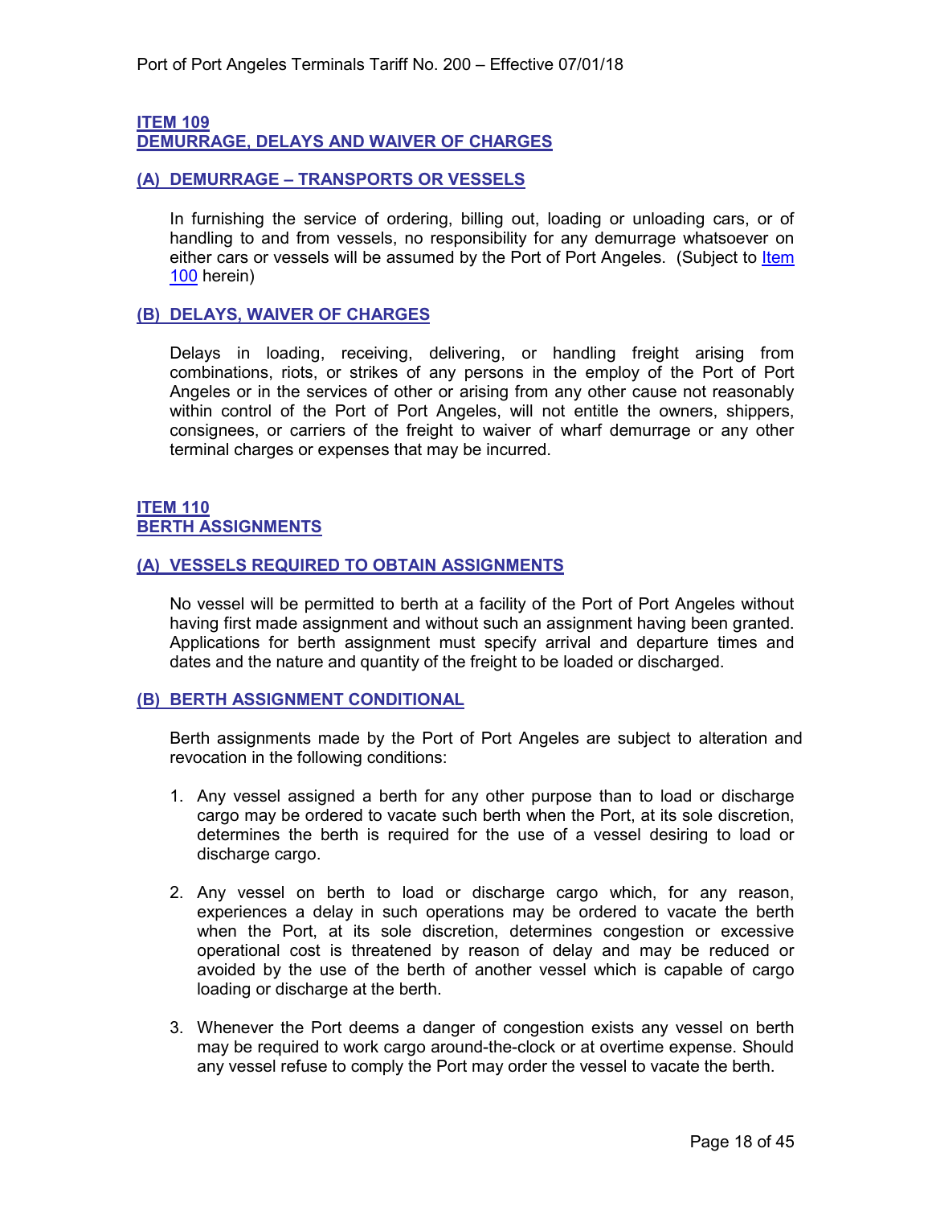## ITEM 109
## DEMURRAGE, DELAYS AND WAIVER OF CHARGES

### (A) DEMURRAGE – TRANSPORTS OR VESSELS

In furnishing the service of ordering, billing out, loading or unloading cars, or of handling to and from vessels, no responsibility for any demurrage whatsoever on either cars or vessels will be assumed by the Port of Port Angeles. (Subject to Item 100 herein)

### (B) DELAYS, WAIVER OF CHARGES

Delays in loading, receiving, delivering, or handling freight arising from combinations, riots, or strikes of any persons in the employ of the Port of Port Angeles or in the services of other or arising from any other cause not reasonably within control of the Port of Port Angeles, will not entitle the owners, shippers, consignees, or carriers of the freight to waiver of wharf demurrage or any other terminal charges or expenses that may be incurred.

## ITEM 110
## BERTH ASSIGNMENTS

### (A) VESSELS REQUIRED TO OBTAIN ASSIGNMENTS

No vessel will be permitted to berth at a facility of the Port of Port Angeles without having first made assignment and without such an assignment having been granted. Applications for berth assignment must specify arrival and departure times and dates and the nature and quantity of the freight to be loaded or discharged.

### (B) BERTH ASSIGNMENT CONDITIONAL

Berth assignments made by the Port of Port Angeles are subject to alteration and revocation in the following conditions:

1. Any vessel assigned a berth for any other purpose than to load or discharge cargo may be ordered to vacate such berth when the Port, at its sole discretion, determines the berth is required for the use of a vessel desiring to load or discharge cargo.

2. Any vessel on berth to load or discharge cargo which, for any reason, experiences a delay in such operations may be ordered to vacate the berth when the Port, at its sole discretion, determines congestion or excessive operational cost is threatened by reason of delay and may be reduced or avoided by the use of the berth of another vessel which is capable of cargo loading or discharge at the berth.

3. Whenever the Port deems a danger of congestion exists any vessel on berth may be required to work cargo around-the-clock or at overtime expense. Should any vessel refuse to comply the Port may order the vessel to vacate the berth.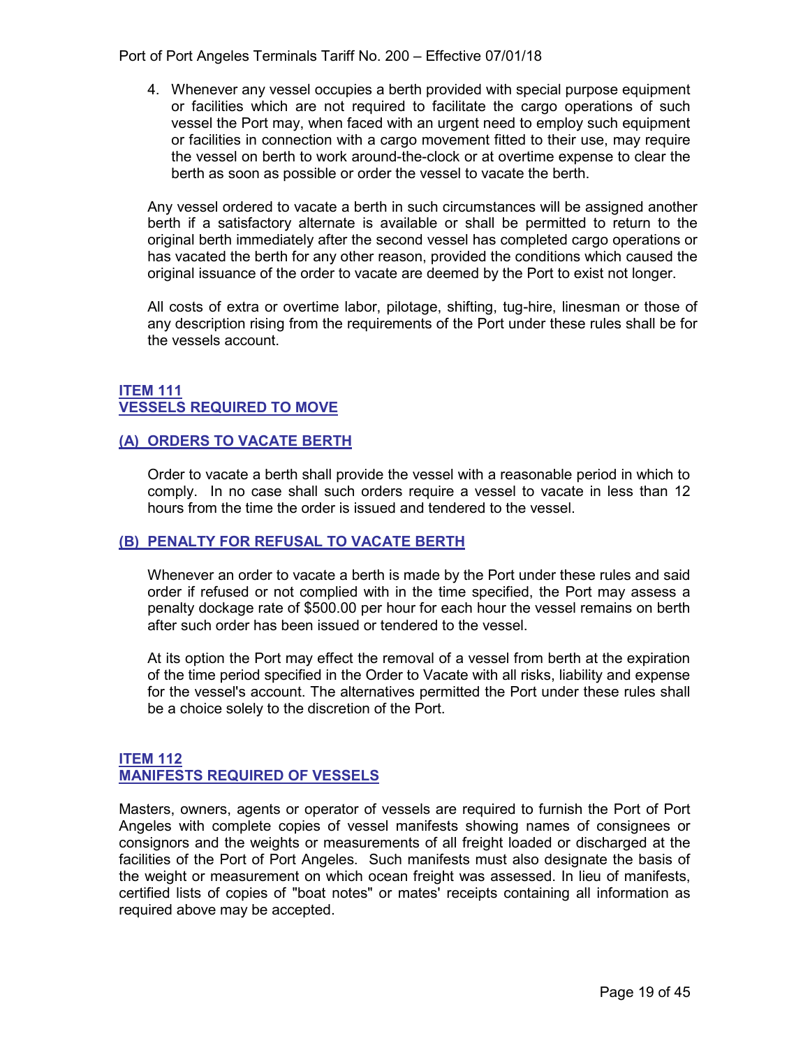4. Whenever any vessel occupies a berth provided with special purpose equipment or facilities which are not required to facilitate the cargo operations of such vessel the Port may, when faced with an urgent need to employ such equipment or facilities in connection with a cargo movement fitted to their use, may require the vessel on berth to work around-the-clock or at overtime expense to clear the berth as soon as possible or order the vessel to vacate the berth.

   Any vessel ordered to vacate a berth in such circumstances will be assigned another berth if a satisfactory alternate is available or shall be permitted to return to the original berth immediately after the second vessel has completed cargo operations or has vacated the berth for any other reason, provided the conditions which caused the original issuance of the order to vacate are deemed by the Port to exist not longer.

   All costs of extra or overtime labor, pilotage, shifting, tug-hire, linesman or those of any description rising from the requirements of the Port under these rules shall be for the vessels account.

## ITEM 111
## VESSELS REQUIRED TO MOVE

### (A) ORDERS TO VACATE BERTH

Order to vacate a berth shall provide the vessel with a reasonable period in which to comply. In no case shall such orders require a vessel to vacate in less than 12 hours from the time the order is issued and tendered to the vessel.

### (B) PENALTY FOR REFUSAL TO VACATE BERTH

Whenever an order to vacate a berth is made by the Port under these rules and said order if refused or not complied with in the time specified, the Port may assess a penalty dockage rate of $500.00 per hour for each hour the vessel remains on berth after such order has been issued or tendered to the vessel.

At its option the Port may effect the removal of a vessel from berth at the expiration of the time period specified in the Order to Vacate with all risks, liability and expense for the vessel's account. The alternatives permitted the Port under these rules shall be a choice solely to the discretion of the Port.

## ITEM 112
## MANIFESTS REQUIRED OF VESSELS

Masters, owners, agents or operator of vessels are required to furnish the Port of Port Angeles with complete copies of vessel manifests showing names of consignees or consignors and the weights or measurements of all freight loaded or discharged at the facilities of the Port of Port Angeles. Such manifests must also designate the basis of the weight or measurement on which ocean freight was assessed. In lieu of manifests, certified lists of copies of "boat notes" or mates' receipts containing all information as required above may be accepted.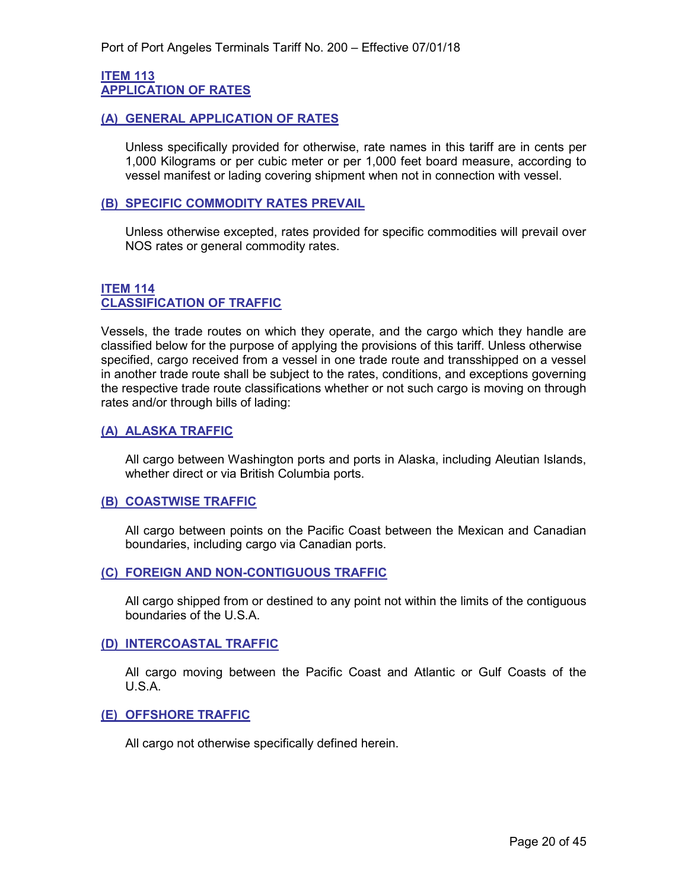## ITEM 113
## APPLICATION OF RATES

### (A) GENERAL APPLICATION OF RATES

Unless specifically provided for otherwise, rate names in this tariff are in cents per 1,000 Kilograms or per cubic meter or per 1,000 feet board measure, according to vessel manifest or lading covering shipment when not in connection with vessel.

### (B) SPECIFIC COMMODITY RATES PREVAIL

Unless otherwise excepted, rates provided for specific commodities will prevail over NOS rates or general commodity rates.

## ITEM 114
## CLASSIFICATION OF TRAFFIC

Vessels, the trade routes on which they operate, and the cargo which they handle are classified below for the purpose of applying the provisions of this tariff. Unless otherwise specified, cargo received from a vessel in one trade route and transshipped on a vessel in another trade route shall be subject to the rates, conditions, and exceptions governing the respective trade route classifications whether or not such cargo is moving on through rates and/or through bills of lading:

### (A) ALASKA TRAFFIC

All cargo between Washington ports and ports in Alaska, including Aleutian Islands, whether direct or via British Columbia ports.

### (B) COASTWISE TRAFFIC

All cargo between points on the Pacific Coast between the Mexican and Canadian boundaries, including cargo via Canadian ports.

### (C) FOREIGN AND NON-CONTIGUOUS TRAFFIC

All cargo shipped from or destined to any point not within the limits of the contiguous boundaries of the U.S.A.

### (D) INTERCOASTAL TRAFFIC

All cargo moving between the Pacific Coast and Atlantic or Gulf Coasts of the U.S.A.

### (E) OFFSHORE TRAFFIC

All cargo not otherwise specifically defined herein.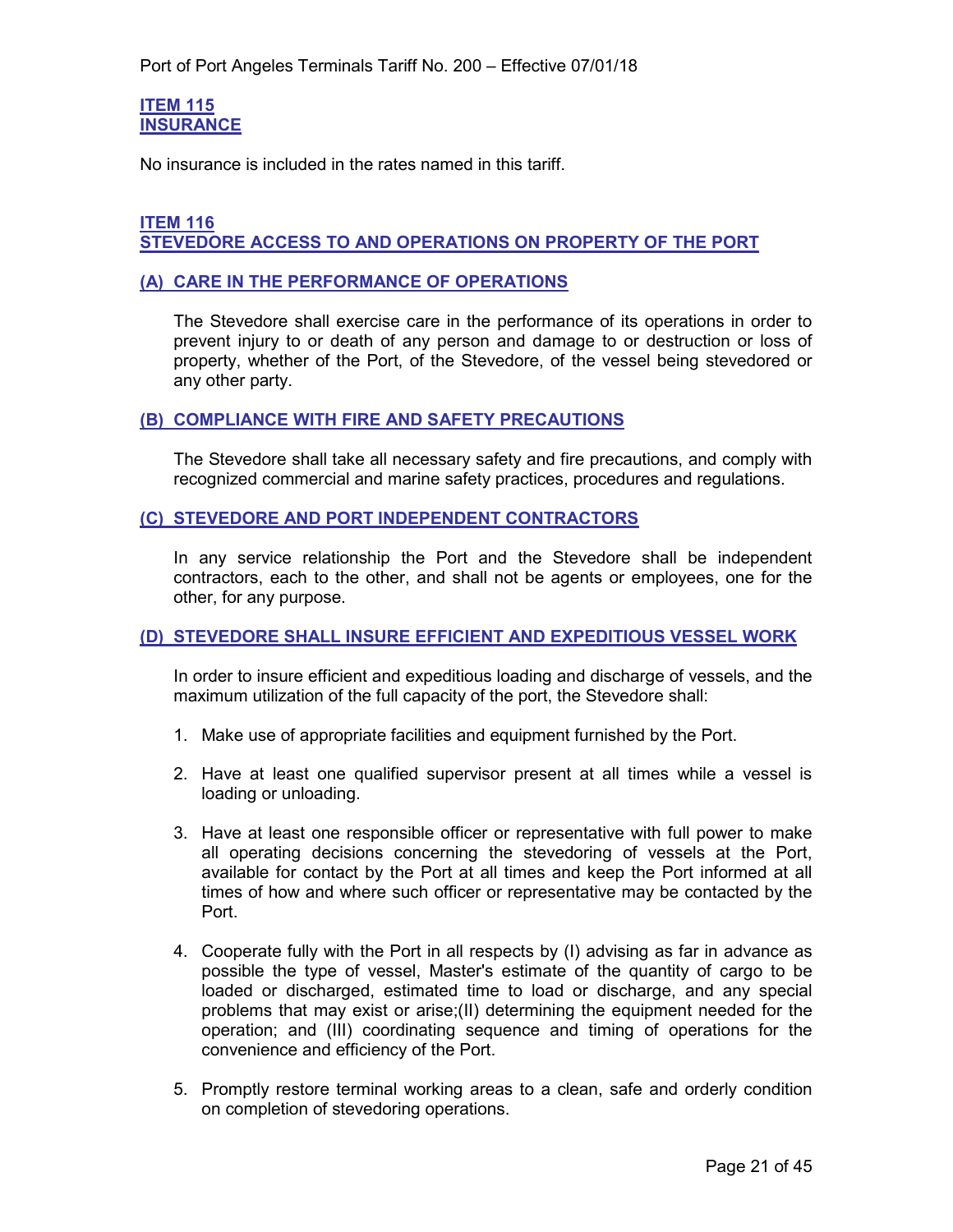## ITEM 115
## INSURANCE

No insurance is included in the rates named in this tariff.

## ITEM 116
## STEVEDORE ACCESS TO AND OPERATIONS ON PROPERTY OF THE PORT

### (A) CARE IN THE PERFORMANCE OF OPERATIONS

The Stevedore shall exercise care in the performance of its operations in order to prevent injury to or death of any person and damage to or destruction or loss of property, whether of the Port, of the Stevedore, of the vessel being stevedored or any other party.

### (B) COMPLIANCE WITH FIRE AND SAFETY PRECAUTIONS

The Stevedore shall take all necessary safety and fire precautions, and comply with recognized commercial and marine safety practices, procedures and regulations.

### (C) STEVEDORE AND PORT INDEPENDENT CONTRACTORS

In any service relationship the Port and the Stevedore shall be independent contractors, each to the other, and shall not be agents or employees, one for the other, for any purpose.

### (D) STEVEDORE SHALL INSURE EFFICIENT AND EXPEDITIOUS VESSEL WORK

In order to insure efficient and expeditious loading and discharge of vessels, and the maximum utilization of the full capacity of the port, the Stevedore shall:

1. Make use of appropriate facilities and equipment furnished by the Port.
2. Have at least one qualified supervisor present at all times while a vessel is loading or unloading.
3. Have at least one responsible officer or representative with full power to make all operating decisions concerning the stevedoring of vessels at the Port, available for contact by the Port at all times and keep the Port informed at all times of how and where such officer or representative may be contacted by the Port.
4. Cooperate fully with the Port in all respects by (I) advising as far in advance as possible the type of vessel, Master's estimate of the quantity of cargo to be loaded or discharged, estimated time to load or discharge, and any special problems that may exist or arise;(II) determining the equipment needed for the operation; and (III) coordinating sequence and timing of operations for the convenience and efficiency of the Port.
5. Promptly restore terminal working areas to a clean, safe and orderly condition on completion of stevedoring operations.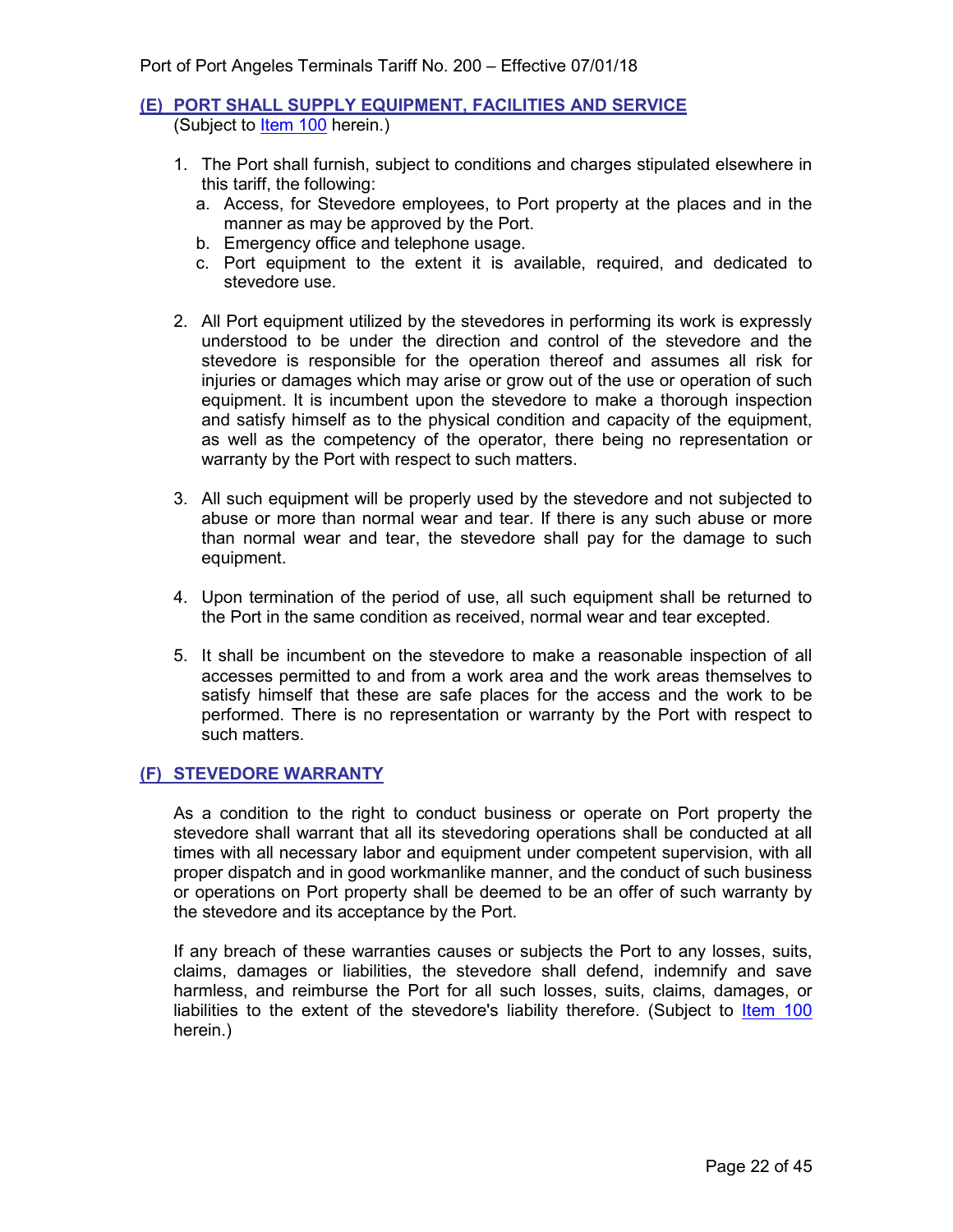## (E) PORT SHALL SUPPLY EQUIPMENT, FACILITIES AND SERVICE

(Subject to Item 100 herein.)

1. The Port shall furnish, subject to conditions and charges stipulated elsewhere in this tariff, the following:
   a. Access, for Stevedore employees, to Port property at the places and in the manner as may be approved by the Port.
   b. Emergency office and telephone usage.
   c. Port equipment to the extent it is available, required, and dedicated to stevedore use.

2. All Port equipment utilized by the stevedores in performing its work is expressly understood to be under the direction and control of the stevedore and the stevedore is responsible for the operation thereof and assumes all risk for injuries or damages which may arise or grow out of the use or operation of such equipment. It is incumbent upon the stevedore to make a thorough inspection and satisfy himself as to the physical condition and capacity of the equipment, as well as the competency of the operator, there being no representation or warranty by the Port with respect to such matters.

3. All such equipment will be properly used by the stevedore and not subjected to abuse or more than normal wear and tear. If there is any such abuse or more than normal wear and tear, the stevedore shall pay for the damage to such equipment.

4. Upon termination of the period of use, all such equipment shall be returned to the Port in the same condition as received, normal wear and tear excepted.

5. It shall be incumbent on the stevedore to make a reasonable inspection of all accesses permitted to and from a work area and the work areas themselves to satisfy himself that these are safe places for the access and the work to be performed. There is no representation or warranty by the Port with respect to such matters.

## (F) STEVEDORE WARRANTY

As a condition to the right to conduct business or operate on Port property the stevedore shall warrant that all its stevedoring operations shall be conducted at all times with all necessary labor and equipment under competent supervision, with all proper dispatch and in good workmanlike manner, and the conduct of such business or operations on Port property shall be deemed to be an offer of such warranty by the stevedore and its acceptance by the Port.

If any breach of these warranties causes or subjects the Port to any losses, suits, claims, damages or liabilities, the stevedore shall defend, indemnify and save harmless, and reimburse the Port for all such losses, suits, claims, damages, or liabilities to the extent of the stevedore's liability therefore. (Subject to Item 100 herein.)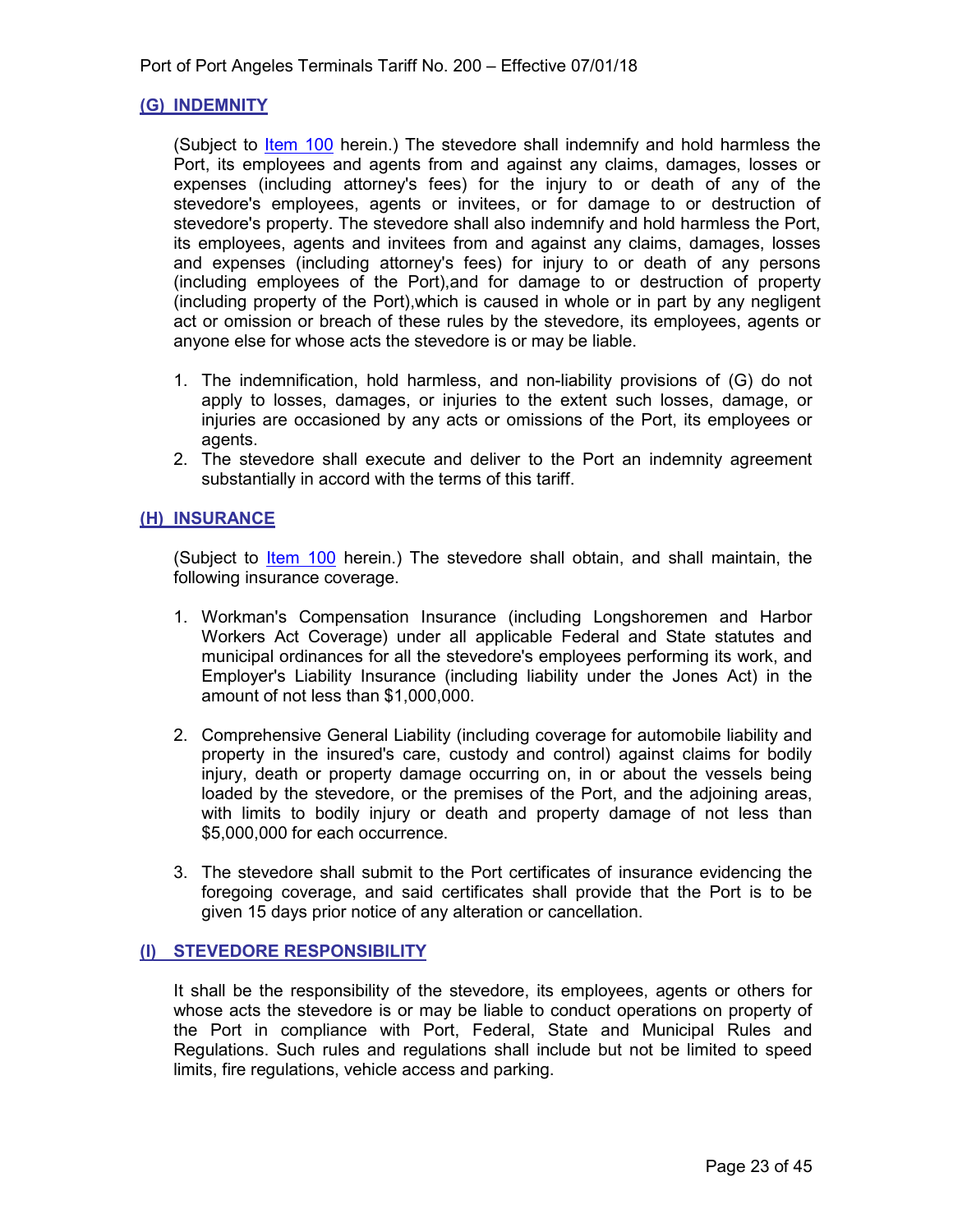### (G) INDEMNITY

(Subject to Item 100 herein.) The stevedore shall indemnify and hold harmless the Port, its employees and agents from and against any claims, damages, losses or expenses (including attorney's fees) for the injury to or death of any of the stevedore's employees, agents or invitees, or for damage to or destruction of stevedore's property. The stevedore shall also indemnify and hold harmless the Port, its employees, agents and invitees from and against any claims, damages, losses and expenses (including attorney's fees) for injury to or death of any persons (including employees of the Port),and for damage to or destruction of property (including property of the Port),which is caused in whole or in part by any negligent act or omission or breach of these rules by the stevedore, its employees, agents or anyone else for whose acts the stevedore is or may be liable.

1. The indemnification, hold harmless, and non-liability provisions of (G) do not apply to losses, damages, or injuries to the extent such losses, damage, or injuries are occasioned by any acts or omissions of the Port, its employees or agents.
2. The stevedore shall execute and deliver to the Port an indemnity agreement substantially in accord with the terms of this tariff.

### (H) INSURANCE

(Subject to Item 100 herein.) The stevedore shall obtain, and shall maintain, the following insurance coverage.

1. Workman's Compensation Insurance (including Longshoremen and Harbor Workers Act Coverage) under all applicable Federal and State statutes and municipal ordinances for all the stevedore's employees performing its work, and Employer's Liability Insurance (including liability under the Jones Act) in the amount of not less than $1,000,000.

2. Comprehensive General Liability (including coverage for automobile liability and property in the insured's care, custody and control) against claims for bodily injury, death or property damage occurring on, in or about the vessels being loaded by the stevedore, or the premises of the Port, and the adjoining areas, with limits to bodily injury or death and property damage of not less than $5,000,000 for each occurrence.

3. The stevedore shall submit to the Port certificates of insurance evidencing the foregoing coverage, and said certificates shall provide that the Port is to be given 15 days prior notice of any alteration or cancellation.

### (I) STEVEDORE RESPONSIBILITY

It shall be the responsibility of the stevedore, its employees, agents or others for whose acts the stevedore is or may be liable to conduct operations on property of the Port in compliance with Port, Federal, State and Municipal Rules and Regulations. Such rules and regulations shall include but not be limited to speed limits, fire regulations, vehicle access and parking.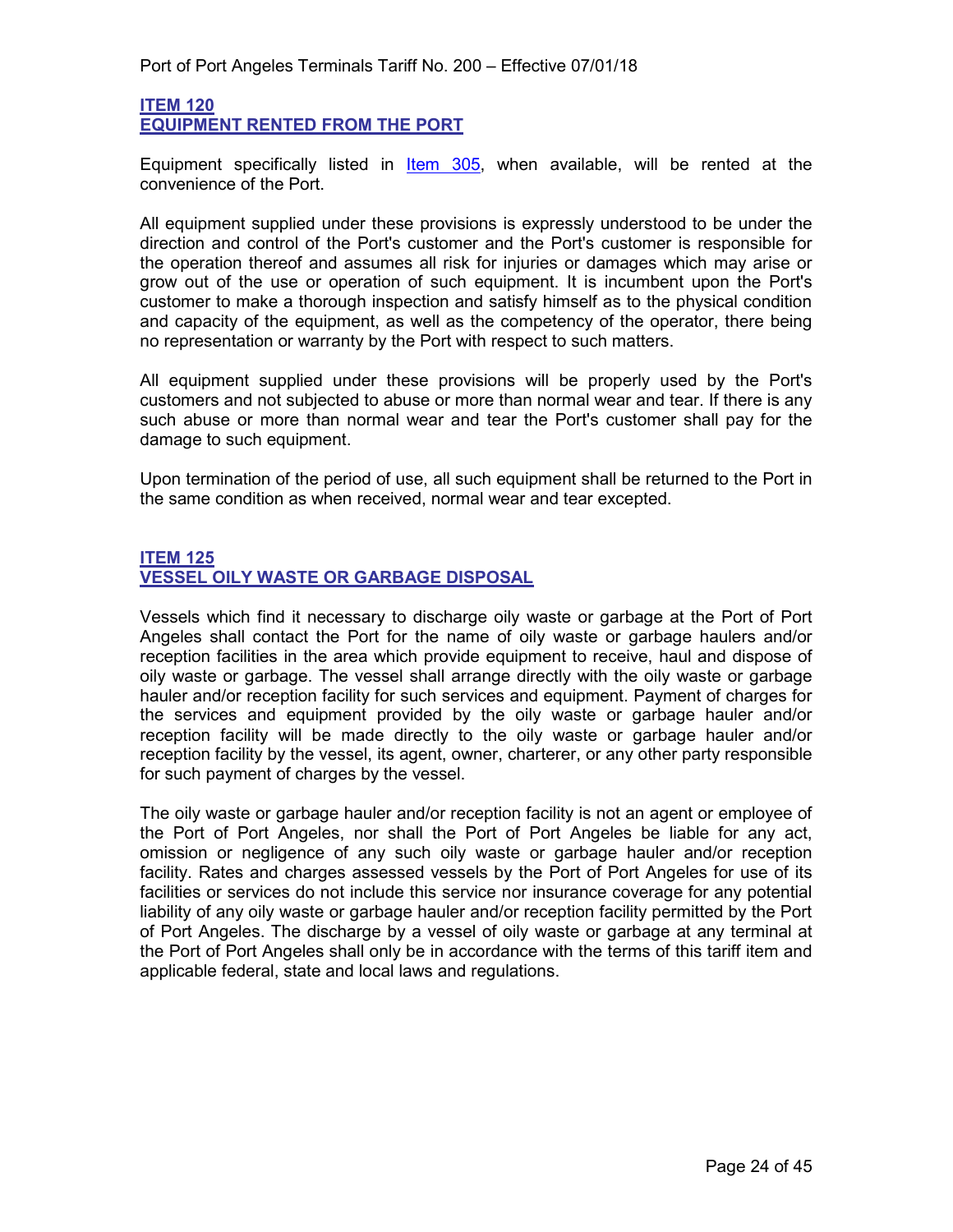## ITEM 120
## EQUIPMENT RENTED FROM THE PORT

Equipment specifically listed in Item 305, when available, will be rented at the convenience of the Port.

All equipment supplied under these provisions is expressly understood to be under the direction and control of the Port's customer and the Port's customer is responsible for the operation thereof and assumes all risk for injuries or damages which may arise or grow out of the use or operation of such equipment. It is incumbent upon the Port's customer to make a thorough inspection and satisfy himself as to the physical condition and capacity of the equipment, as well as the competency of the operator, there being no representation or warranty by the Port with respect to such matters.

All equipment supplied under these provisions will be properly used by the Port's customers and not subjected to abuse or more than normal wear and tear. If there is any such abuse or more than normal wear and tear the Port's customer shall pay for the damage to such equipment.

Upon termination of the period of use, all such equipment shall be returned to the Port in the same condition as when received, normal wear and tear excepted.

## ITEM 125
## VESSEL OILY WASTE OR GARBAGE DISPOSAL

Vessels which find it necessary to discharge oily waste or garbage at the Port of Port Angeles shall contact the Port for the name of oily waste or garbage haulers and/or reception facilities in the area which provide equipment to receive, haul and dispose of oily waste or garbage. The vessel shall arrange directly with the oily waste or garbage hauler and/or reception facility for such services and equipment. Payment of charges for the services and equipment provided by the oily waste or garbage hauler and/or reception facility will be made directly to the oily waste or garbage hauler and/or reception facility by the vessel, its agent, owner, charterer, or any other party responsible for such payment of charges by the vessel.

The oily waste or garbage hauler and/or reception facility is not an agent or employee of the Port of Port Angeles, nor shall the Port of Port Angeles be liable for any act, omission or negligence of any such oily waste or garbage hauler and/or reception facility. Rates and charges assessed vessels by the Port of Port Angeles for use of its facilities or services do not include this service nor insurance coverage for any potential liability of any oily waste or garbage hauler and/or reception facility permitted by the Port of Port Angeles. The discharge by a vessel of oily waste or garbage at any terminal at the Port of Port Angeles shall only be in accordance with the terms of this tariff item and applicable federal, state and local laws and regulations.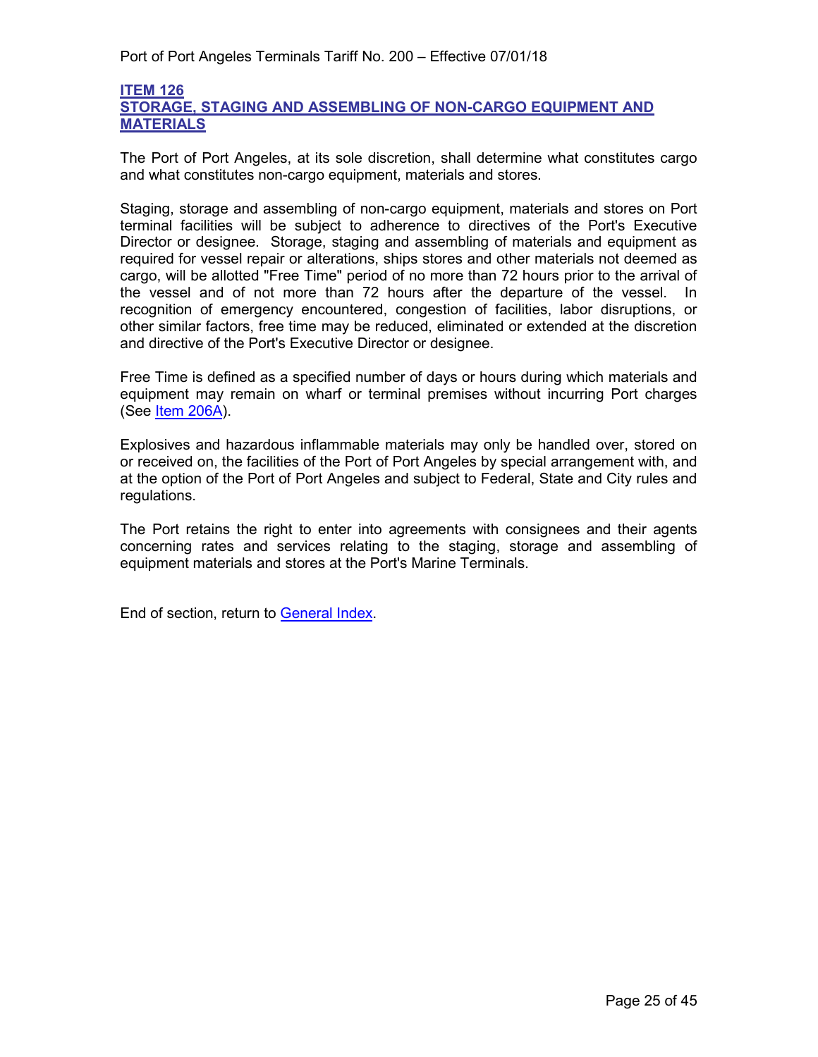## ITEM 126
## STORAGE, STAGING AND ASSEMBLING OF NON-CARGO EQUIPMENT AND MATERIALS

The Port of Port Angeles, at its sole discretion, shall determine what constitutes cargo and what constitutes non-cargo equipment, materials and stores.

Staging, storage and assembling of non-cargo equipment, materials and stores on Port terminal facilities will be subject to adherence to directives of the Port's Executive Director or designee. Storage, staging and assembling of materials and equipment as required for vessel repair or alterations, ships stores and other materials not deemed as cargo, will be allotted "Free Time" period of no more than 72 hours prior to the arrival of the vessel and of not more than 72 hours after the departure of the vessel. In recognition of emergency encountered, congestion of facilities, labor disruptions, or other similar factors, free time may be reduced, eliminated or extended at the discretion and directive of the Port's Executive Director or designee.

Free Time is defined as a specified number of days or hours during which materials and equipment may remain on wharf or terminal premises without incurring Port charges (See Item 206A).

Explosives and hazardous inflammable materials may only be handled over, stored on or received on, the facilities of the Port of Port Angeles by special arrangement with, and at the option of the Port of Port Angeles and subject to Federal, State and City rules and regulations.

The Port retains the right to enter into agreements with consignees and their agents concerning rates and services relating to the staging, storage and assembling of equipment materials and stores at the Port's Marine Terminals.

End of section, return to General Index.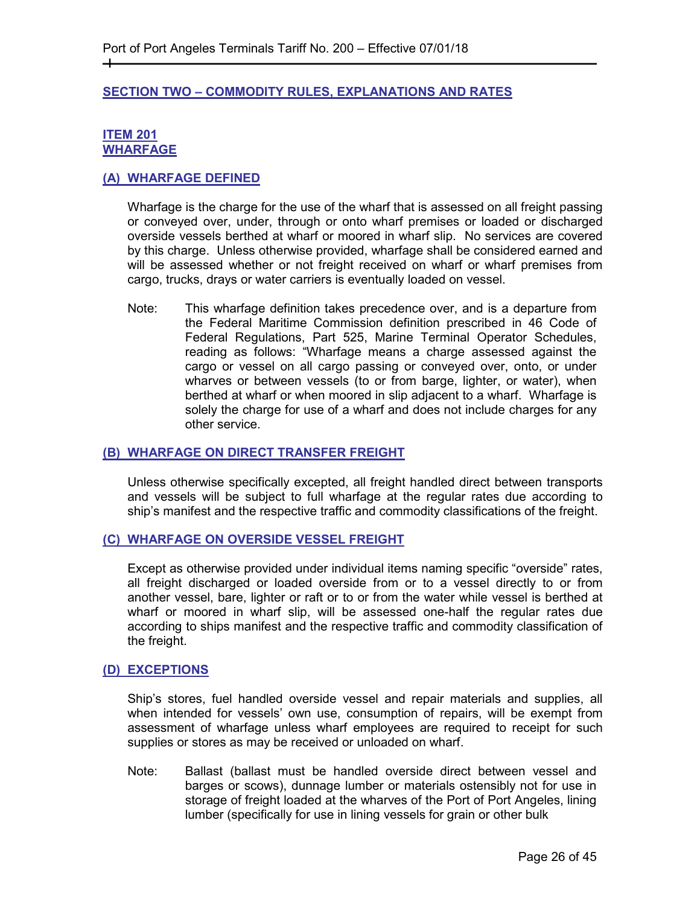## SECTION TWO – COMMODITY RULES, EXPLANATIONS AND RATES

### ITEM 201
### WHARFAGE

#### (A) WHARFAGE DEFINED

Wharfage is the charge for the use of the wharf that is assessed on all freight passing or conveyed over, under, through or onto wharf premises or loaded or discharged overside vessels berthed at wharf or moored in wharf slip. No services are covered by this charge. Unless otherwise provided, wharfage shall be considered earned and will be assessed whether or not freight received on wharf or wharf premises from cargo, trucks, drays or water carriers is eventually loaded on vessel.

Note: This wharfage definition takes precedence over, and is a departure from the Federal Maritime Commission definition prescribed in 46 Code of Federal Regulations, Part 525, Marine Terminal Operator Schedules, reading as follows: "Wharfage means a charge assessed against the cargo or vessel on all cargo passing or conveyed over, onto, or under wharves or between vessels (to or from barge, lighter, or water), when berthed at wharf or when moored in slip adjacent to a wharf. Wharfage is solely the charge for use of a wharf and does not include charges for any other service.

#### (B) WHARFAGE ON DIRECT TRANSFER FREIGHT

Unless otherwise specifically excepted, all freight handled direct between transports and vessels will be subject to full wharfage at the regular rates due according to ship's manifest and the respective traffic and commodity classifications of the freight.

#### (C) WHARFAGE ON OVERSIDE VESSEL FREIGHT

Except as otherwise provided under individual items naming specific "overside" rates, all freight discharged or loaded overside from or to a vessel directly to or from another vessel, bare, lighter or raft or to or from the water while vessel is berthed at wharf or moored in wharf slip, will be assessed one-half the regular rates due according to ships manifest and the respective traffic and commodity classification of the freight.

#### (D) EXCEPTIONS

Ship's stores, fuel handled overside vessel and repair materials and supplies, all when intended for vessels' own use, consumption of repairs, will be exempt from assessment of wharfage unless wharf employees are required to receipt for such supplies or stores as may be received or unloaded on wharf.

Note: Ballast (ballast must be handled overside direct between vessel and barges or scows), dunnage lumber or materials ostensibly not for use in storage of freight loaded at the wharves of the Port of Port Angeles, lining lumber (specifically for use in lining vessels for grain or other bulk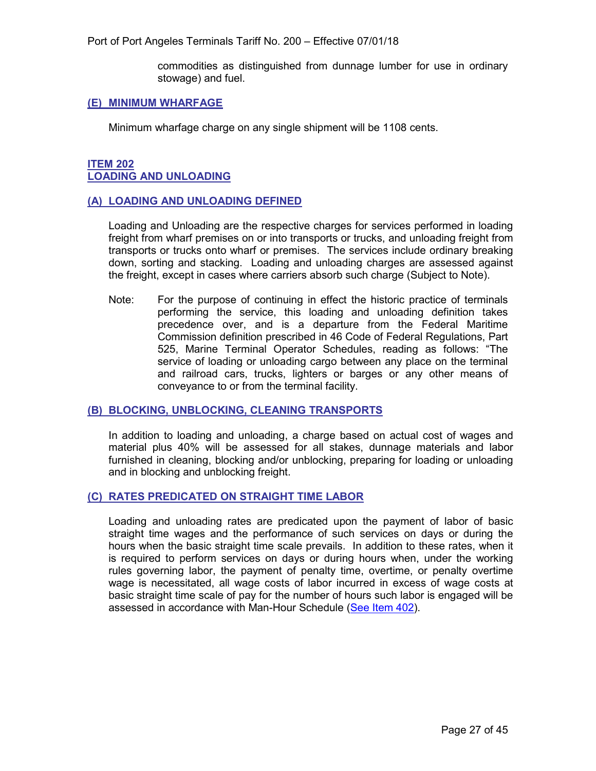commodities as distinguished from dunnage lumber for use in ordinary stowage) and fuel.

### (E) MINIMUM WHARFAGE

Minimum wharfage charge on any single shipment will be 1108 cents.

## ITEM 202
## LOADING AND UNLOADING

### (A) LOADING AND UNLOADING DEFINED

Loading and Unloading are the respective charges for services performed in loading freight from wharf premises on or into transports or trucks, and unloading freight from transports or trucks onto wharf or premises. The services include ordinary breaking down, sorting and stacking. Loading and unloading charges are assessed against the freight, except in cases where carriers absorb such charge (Subject to Note).

Note: For the purpose of continuing in effect the historic practice of terminals performing the service, this loading and unloading definition takes precedence over, and is a departure from the Federal Maritime Commission definition prescribed in 46 Code of Federal Regulations, Part 525, Marine Terminal Operator Schedules, reading as follows: "The service of loading or unloading cargo between any place on the terminal and railroad cars, trucks, lighters or barges or any other means of conveyance to or from the terminal facility.

### (B) BLOCKING, UNBLOCKING, CLEANING TRANSPORTS

In addition to loading and unloading, a charge based on actual cost of wages and material plus 40% will be assessed for all stakes, dunnage materials and labor furnished in cleaning, blocking and/or unblocking, preparing for loading or unloading and in blocking and unblocking freight.

### (C) RATES PREDICATED ON STRAIGHT TIME LABOR

Loading and unloading rates are predicated upon the payment of labor of basic straight time wages and the performance of such services on days or during the hours when the basic straight time scale prevails. In addition to these rates, when it is required to perform services on days or during hours when, under the working rules governing labor, the payment of penalty time, overtime, or penalty overtime wage is necessitated, all wage costs of labor incurred in excess of wage costs at basic straight time scale of pay for the number of hours such labor is engaged will be assessed in accordance with Man-Hour Schedule (See Item 402).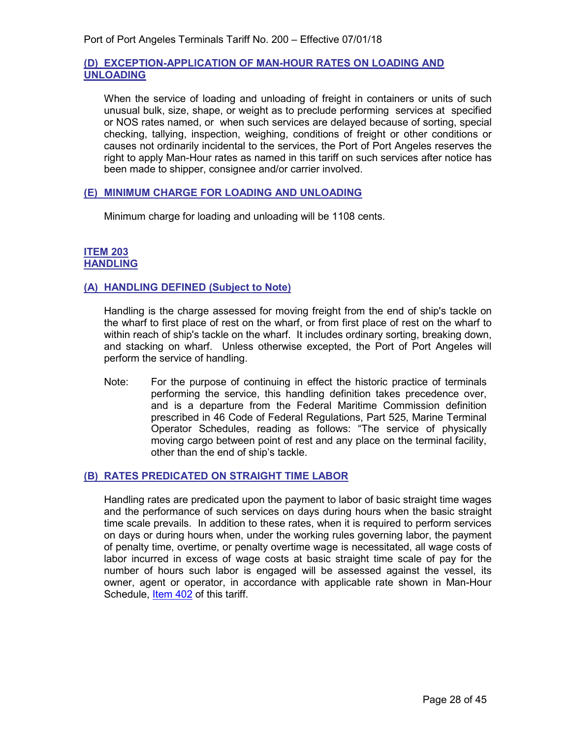### (D) EXCEPTION-APPLICATION OF MAN-HOUR RATES ON LOADING AND UNLOADING

When the service of loading and unloading of freight in containers or units of such unusual bulk, size, shape, or weight as to preclude performing services at specified or NOS rates named, or when such services are delayed because of sorting, special checking, tallying, inspection, weighing, conditions of freight or other conditions or causes not ordinarily incidental to the services, the Port of Port Angeles reserves the right to apply Man-Hour rates as named in this tariff on such services after notice has been made to shipper, consignee and/or carrier involved.

### (E) MINIMUM CHARGE FOR LOADING AND UNLOADING

Minimum charge for loading and unloading will be 1108 cents.

## ITEM 203
## HANDLING

### (A) HANDLING DEFINED (Subject to Note)

Handling is the charge assessed for moving freight from the end of ship's tackle on the wharf to first place of rest on the wharf, or from first place of rest on the wharf to within reach of ship's tackle on the wharf. It includes ordinary sorting, breaking down, and stacking on wharf. Unless otherwise excepted, the Port of Port Angeles will perform the service of handling.

Note: For the purpose of continuing in effect the historic practice of terminals performing the service, this handling definition takes precedence over, and is a departure from the Federal Maritime Commission definition prescribed in 46 Code of Federal Regulations, Part 525, Marine Terminal Operator Schedules, reading as follows: "The service of physically moving cargo between point of rest and any place on the terminal facility, other than the end of ship's tackle.

### (B) RATES PREDICATED ON STRAIGHT TIME LABOR

Handling rates are predicated upon the payment to labor of basic straight time wages and the performance of such services on days during hours when the basic straight time scale prevails. In addition to these rates, when it is required to perform services on days or during hours when, under the working rules governing labor, the payment of penalty time, overtime, or penalty overtime wage is necessitated, all wage costs of labor incurred in excess of wage costs at basic straight time scale of pay for the number of hours such labor is engaged will be assessed against the vessel, its owner, agent or operator, in accordance with applicable rate shown in Man-Hour Schedule, Item 402 of this tariff.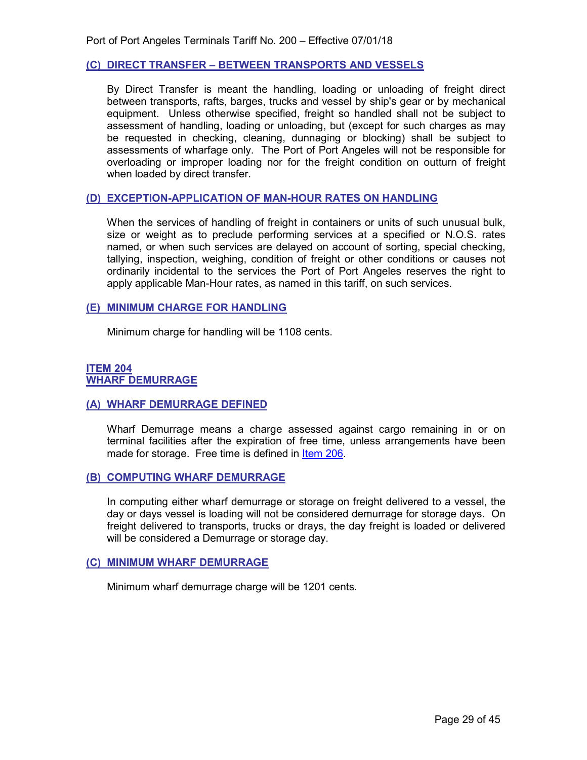### (C) DIRECT TRANSFER – BETWEEN TRANSPORTS AND VESSELS

By Direct Transfer is meant the handling, loading or unloading of freight direct between transports, rafts, barges, trucks and vessel by ship's gear or by mechanical equipment. Unless otherwise specified, freight so handled shall not be subject to assessment of handling, loading or unloading, but (except for such charges as may be requested in checking, cleaning, dunnaging or blocking) shall be subject to assessments of wharfage only. The Port of Port Angeles will not be responsible for overloading or improper loading nor for the freight condition on outturn of freight when loaded by direct transfer.

### (D) EXCEPTION-APPLICATION OF MAN-HOUR RATES ON HANDLING

When the services of handling of freight in containers or units of such unusual bulk, size or weight as to preclude performing services at a specified or N.O.S. rates named, or when such services are delayed on account of sorting, special checking, tallying, inspection, weighing, condition of freight or other conditions or causes not ordinarily incidental to the services the Port of Port Angeles reserves the right to apply applicable Man-Hour rates, as named in this tariff, on such services.

### (E) MINIMUM CHARGE FOR HANDLING

Minimum charge for handling will be 1108 cents.

## ITEM 204
## WHARF DEMURRAGE

### (A) WHARF DEMURRAGE DEFINED

Wharf Demurrage means a charge assessed against cargo remaining in or on terminal facilities after the expiration of free time, unless arrangements have been made for storage. Free time is defined in Item 206.

### (B) COMPUTING WHARF DEMURRAGE

In computing either wharf demurrage or storage on freight delivered to a vessel, the day or days vessel is loading will not be considered demurrage for storage days. On freight delivered to transports, trucks or drays, the day freight is loaded or delivered will be considered a Demurrage or storage day.

### (C) MINIMUM WHARF DEMURRAGE

Minimum wharf demurrage charge will be 1201 cents.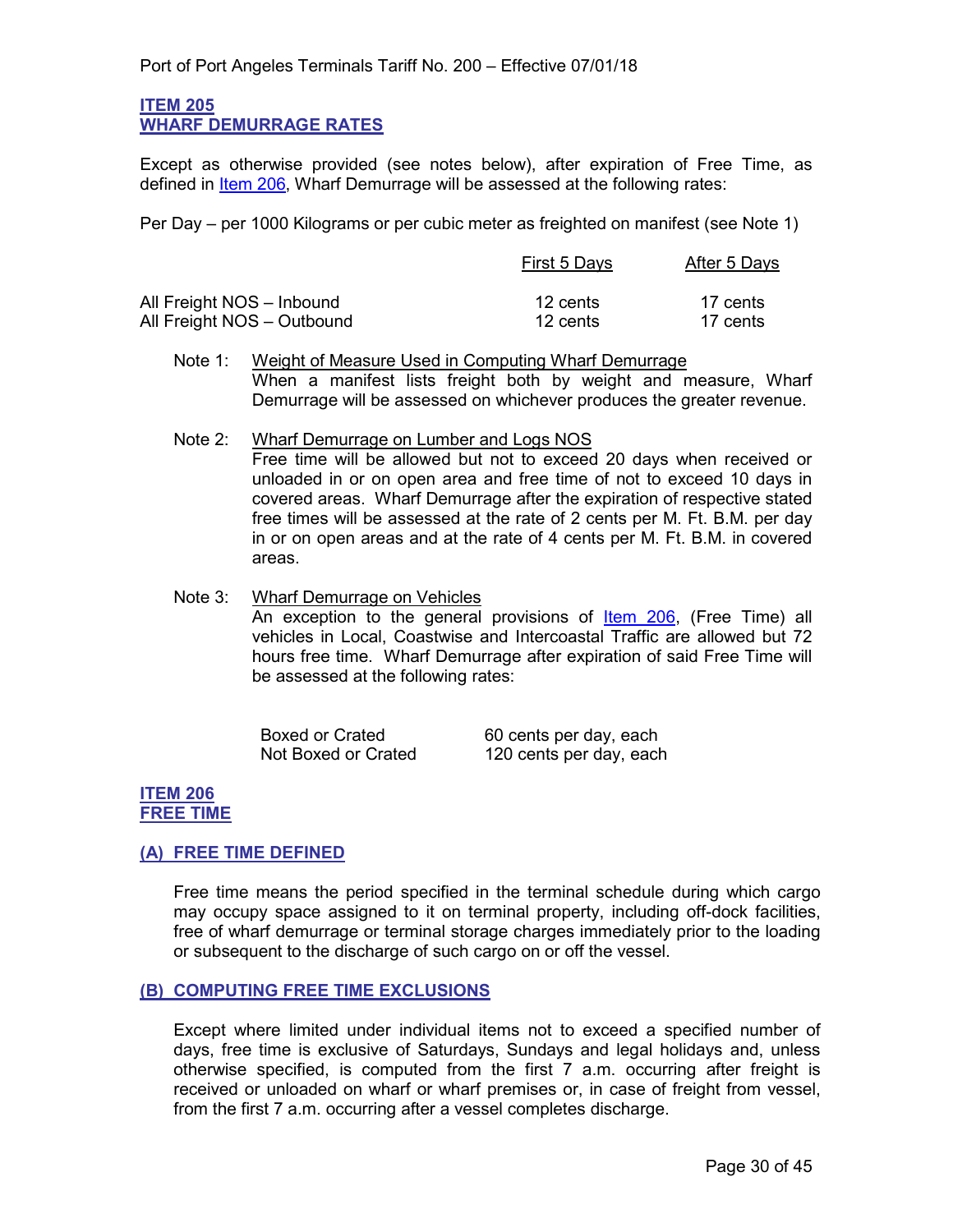## ITEM 205
## WHARF DEMURRAGE RATES

Except as otherwise provided (see notes below), after expiration of Free Time, as defined in Item 206, Wharf Demurrage will be assessed at the following rates:

Per Day – per 1000 Kilograms or per cubic meter as freighted on manifest (see Note 1)

| | First 5 Days | After 5 Days |
|---|---|---|
| All Freight NOS – Inbound | 12 cents | 17 cents |
| All Freight NOS – Outbound | 12 cents | 17 cents |

Note 1: Weight of Measure Used in Computing Wharf Demurrage
When a manifest lists freight both by weight and measure, Wharf Demurrage will be assessed on whichever produces the greater revenue.

Note 2: Wharf Demurrage on Lumber and Logs NOS
Free time will be allowed but not to exceed 20 days when received or unloaded in or on open area and free time of not to exceed 10 days in covered areas. Wharf Demurrage after the expiration of respective stated free times will be assessed at the rate of 2 cents per M. Ft. B.M. per day in or on open areas and at the rate of 4 cents per M. Ft. B.M. in covered areas.

Note 3: Wharf Demurrage on Vehicles
An exception to the general provisions of Item 206, (Free Time) all vehicles in Local, Coastwise and Intercoastal Traffic are allowed but 72 hours free time. Wharf Demurrage after expiration of said Free Time will be assessed at the following rates:

| | |
|---|---|
| Boxed or Crated | 60 cents per day, each |
| Not Boxed or Crated | 120 cents per day, each |

## ITEM 206
## FREE TIME

### (A) FREE TIME DEFINED

Free time means the period specified in the terminal schedule during which cargo may occupy space assigned to it on terminal property, including off-dock facilities, free of wharf demurrage or terminal storage charges immediately prior to the loading or subsequent to the discharge of such cargo on or off the vessel.

### (B) COMPUTING FREE TIME EXCLUSIONS

Except where limited under individual items not to exceed a specified number of days, free time is exclusive of Saturdays, Sundays and legal holidays and, unless otherwise specified, is computed from the first 7 a.m. occurring after freight is received or unloaded on wharf or wharf premises or, in case of freight from vessel, from the first 7 a.m. occurring after a vessel completes discharge.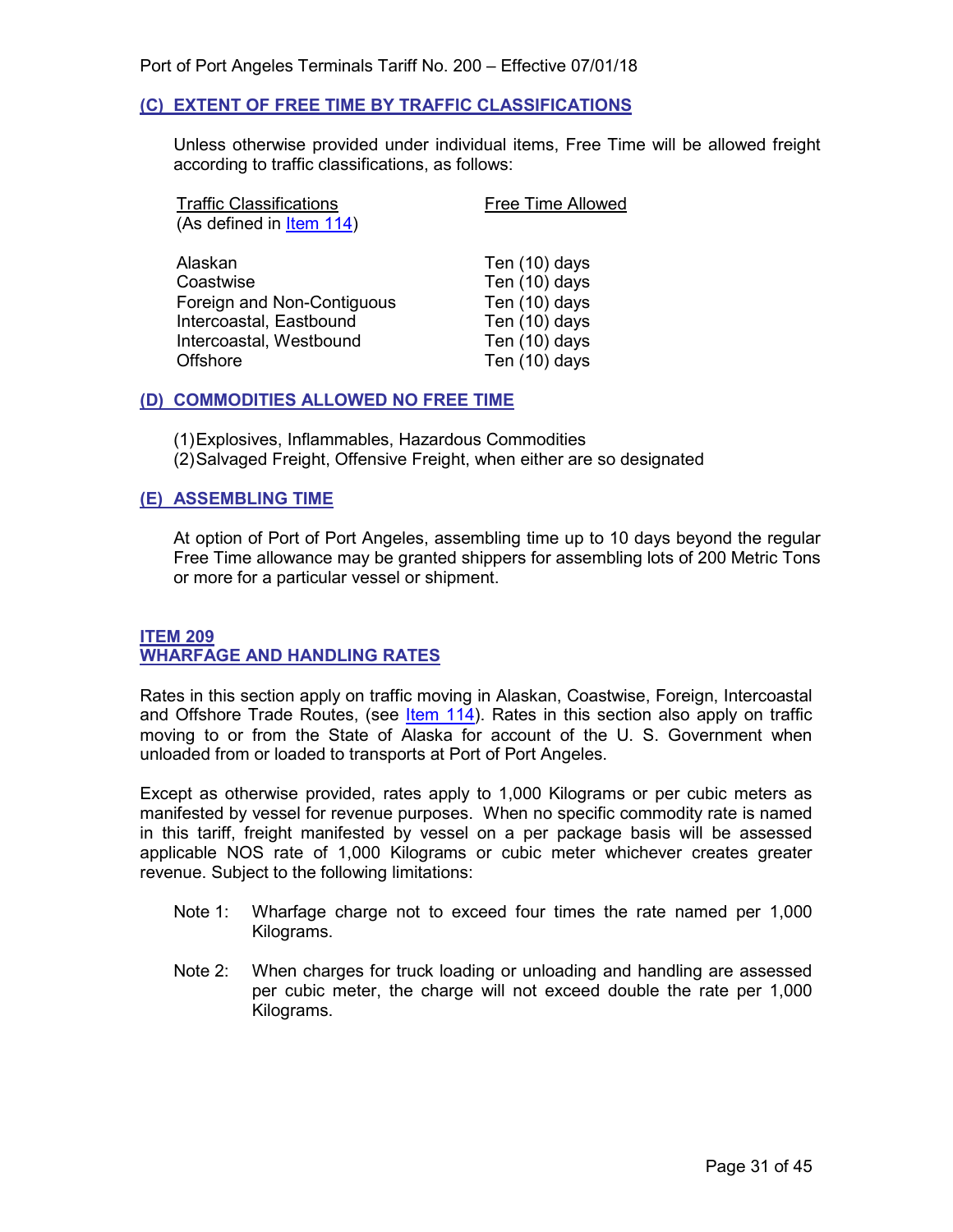### (C) EXTENT OF FREE TIME BY TRAFFIC CLASSIFICATIONS

Unless otherwise provided under individual items, Free Time will be allowed freight according to traffic classifications, as follows:

| Traffic Classifications (As defined in Item 114) | Free Time Allowed |
|---|---|
| Alaskan | Ten (10) days |
| Coastwise | Ten (10) days |
| Foreign and Non-Contiguous | Ten (10) days |
| Intercoastal, Eastbound | Ten (10) days |
| Intercoastal, Westbound | Ten (10) days |
| Offshore | Ten (10) days |

### (D) COMMODITIES ALLOWED NO FREE TIME

(1) Explosives, Inflammables, Hazardous Commodities
(2) Salvaged Freight, Offensive Freight, when either are so designated

### (E) ASSEMBLING TIME

At option of Port of Port Angeles, assembling time up to 10 days beyond the regular Free Time allowance may be granted shippers for assembling lots of 200 Metric Tons or more for a particular vessel or shipment.

## ITEM 209
## WHARFAGE AND HANDLING RATES

Rates in this section apply on traffic moving in Alaskan, Coastwise, Foreign, Intercoastal and Offshore Trade Routes, (see Item 114). Rates in this section also apply on traffic moving to or from the State of Alaska for account of the U. S. Government when unloaded from or loaded to transports at Port of Port Angeles.

Except as otherwise provided, rates apply to 1,000 Kilograms or per cubic meters as manifested by vessel for revenue purposes. When no specific commodity rate is named in this tariff, freight manifested by vessel on a per package basis will be assessed applicable NOS rate of 1,000 Kilograms or cubic meter whichever creates greater revenue. Subject to the following limitations:

Note 1: Wharfage charge not to exceed four times the rate named per 1,000 Kilograms.

Note 2: When charges for truck loading or unloading and handling are assessed per cubic meter, the charge will not exceed double the rate per 1,000 Kilograms.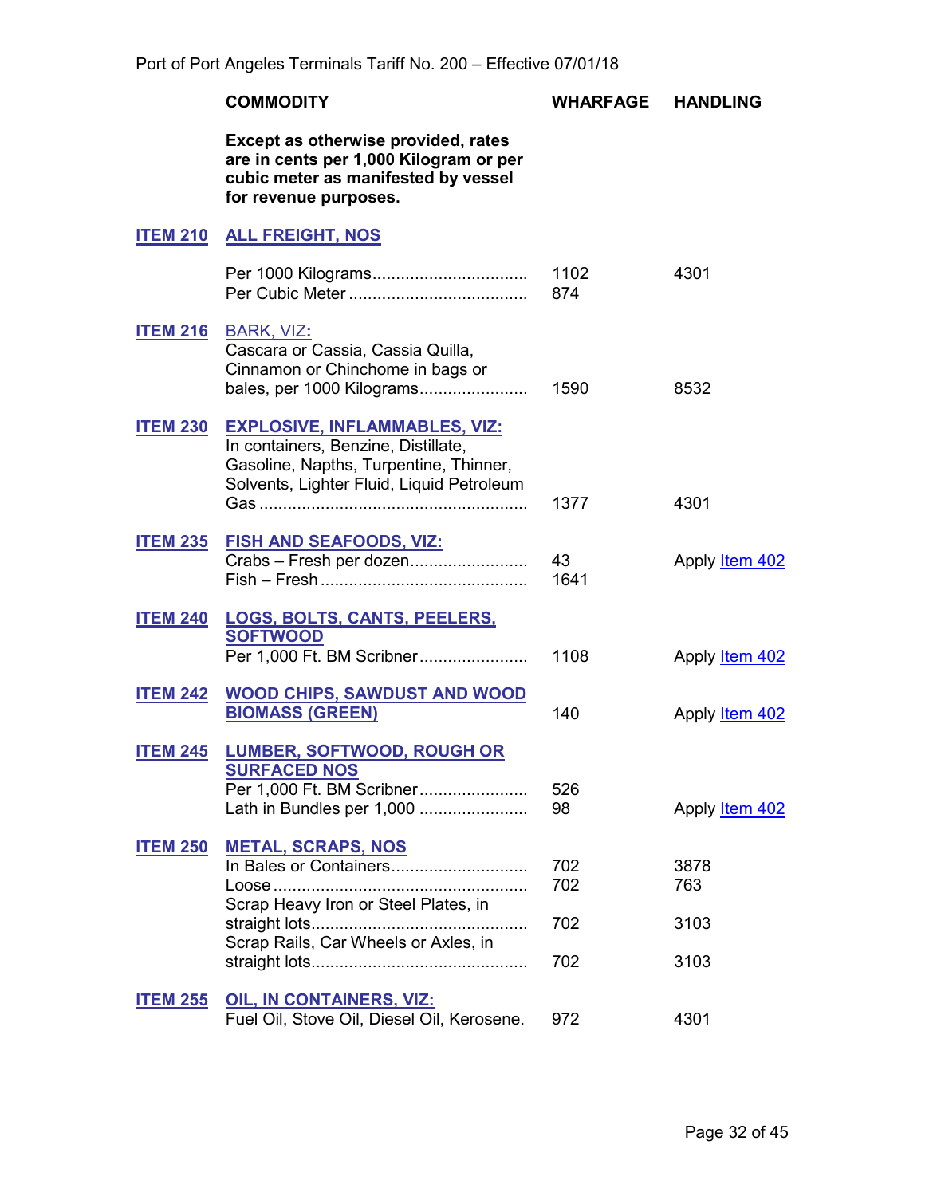| | COMMODITY | WHARFAGE | HANDLING |
|---|---|---|---|
| | **Except as otherwise provided, rates are in cents per 1,000 Kilogram or per cubic meter as manifested by vessel for revenue purposes.** | | |
| **ITEM 210** | **ALL FREIGHT, NOS** | | |
| | Per 1000 Kilograms | 1102 | 4301 |
| | Per Cubic Meter | 874 | |
| **ITEM 216** | BARK, VIZ: Cascara or Cassia, Cassia Quilla, Cinnamon or Chinchome in bags or bales, per 1000 Kilograms | 1590 | 8532 |
| **ITEM 230** | **EXPLOSIVE, INFLAMMABLES, VIZ:** In containers, Benzine, Distillate, Gasoline, Napths, Turpentine, Thinner, Solvents, Lighter Fluid, Liquid Petroleum Gas | 1377 | 4301 |
| **ITEM 235** | **FISH AND SEAFOODS, VIZ:** | | |
| | Crabs – Fresh per dozen | 43 | Apply Item 402 |
| | Fish – Fresh | 1641 | |
| **ITEM 240** | **LOGS, BOLTS, CANTS, PEELERS, SOFTWOOD** Per 1,000 Ft. BM Scribner | 1108 | Apply Item 402 |
| **ITEM 242** | **WOOD CHIPS, SAWDUST AND WOOD BIOMASS (GREEN)** | 140 | Apply Item 402 |
| **ITEM 245** | **LUMBER, SOFTWOOD, ROUGH OR SURFACED NOS** | | |
| | Per 1,000 Ft. BM Scribner | 526 | |
| | Lath in Bundles per 1,000 | 98 | Apply Item 402 |
| **ITEM 250** | **METAL, SCRAPS, NOS** | | |
| | In Bales or Containers | 702 | 3878 |
| | Loose | 702 | 763 |
| | Scrap Heavy Iron or Steel Plates, in straight lots | 702 | 3103 |
| | Scrap Rails, Car Wheels or Axles, in straight lots | 702 | 3103 |
| **ITEM 255** | **OIL, IN CONTAINERS, VIZ:** Fuel Oil, Stove Oil, Diesel Oil, Kerosene. | 972 | 4301 |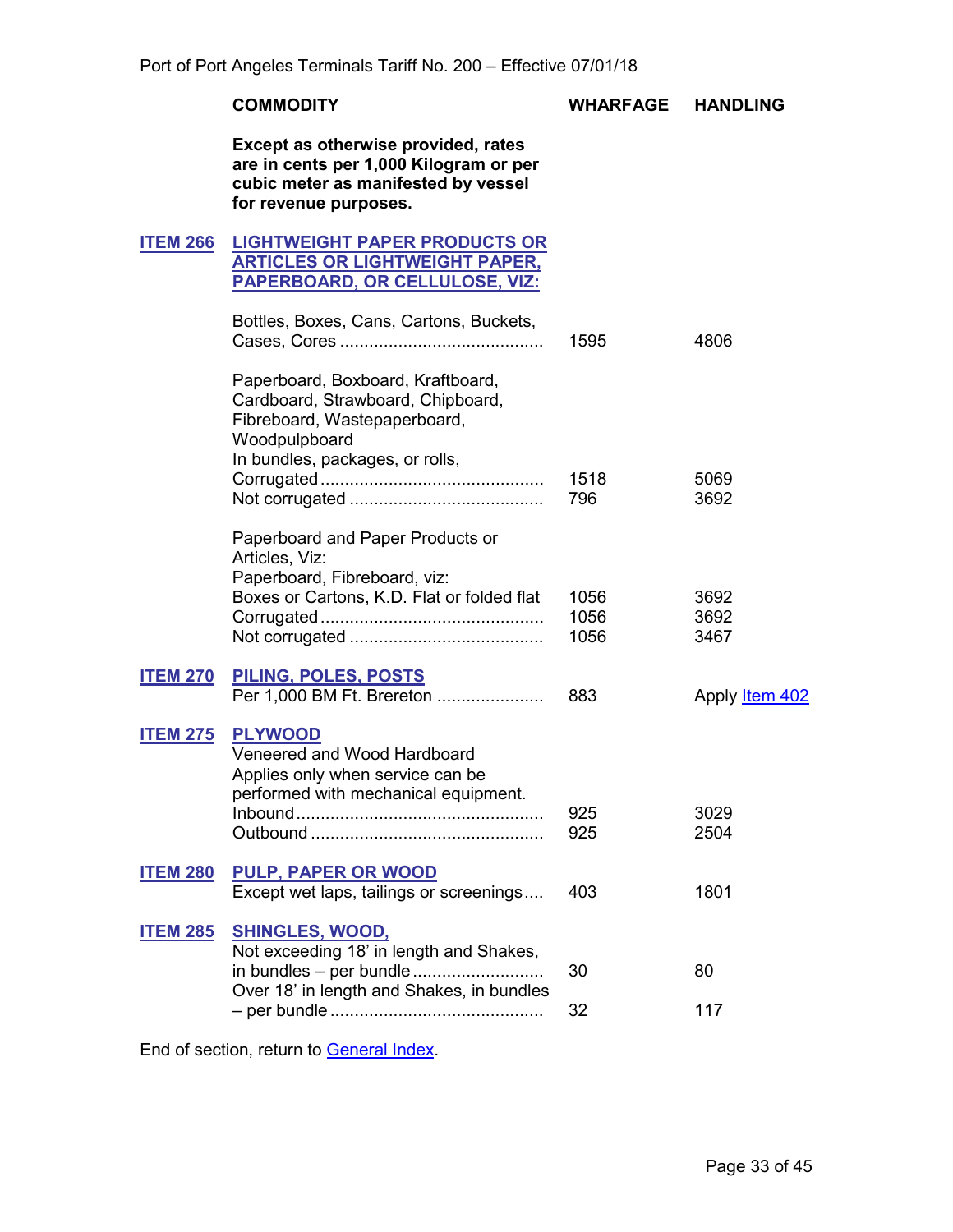| | COMMODITY | WHARFAGE | HANDLING |
|---|---|---|---|
| | **Except as otherwise provided, rates are in cents per 1,000 Kilogram or per cubic meter as manifested by vessel for revenue purposes.** | | |
| **ITEM 266** | **LIGHTWEIGHT PAPER PRODUCTS OR ARTICLES OR LIGHTWEIGHT PAPER, PAPERBOARD, OR CELLULOSE, VIZ:** | | |
| | Bottles, Boxes, Cans, Cartons, Buckets, Cases, Cores .......................................... | 1595 | 4806 |
| | Paperboard, Boxboard, Kraftboard, Cardboard, Strawboard, Chipboard, Fibreboard, Wastepaperboard, Woodpulpboard | | |
| | In bundles, packages, or rolls, | | |
| | Corrugated ............................................. | 1518 | 5069 |
| | Not corrugated ....................................... | 796 | 3692 |
| | Paperboard and Paper Products or Articles, Viz: | | |
| | Paperboard, Fibreboard, viz: | | |
| | Boxes or Cartons, K.D. Flat or folded flat | 1056 | 3692 |
| | Corrugated ............................................. | 1056 | 3692 |
| | Not corrugated ....................................... | 1056 | 3467 |
| **ITEM 270** | **PILING, POLES, POSTS** | | |
| | Per 1,000 BM Ft. Brereton ..................... | 883 | Apply Item 402 |
| **ITEM 275** | **PLYWOOD** | | |
| | Veneered and Wood Hardboard | | |
| | Applies only when service can be performed with mechanical equipment. | | |
| | Inbound .................................................. | 925 | 3029 |
| | Outbound ............................................... | 925 | 2504 |
| **ITEM 280** | **PULP, PAPER OR WOOD** | | |
| | Except wet laps, tailings or screenings.... | 403 | 1801 |
| **ITEM 285** | **SHINGLES, WOOD,** | | |
| | Not exceeding 18' in length and Shakes, in bundles – per bundle .......................... | 30 | 80 |
| | Over 18' in length and Shakes, in bundles – per bundle ........................................... | 32 | 117 |

End of section, return to General Index.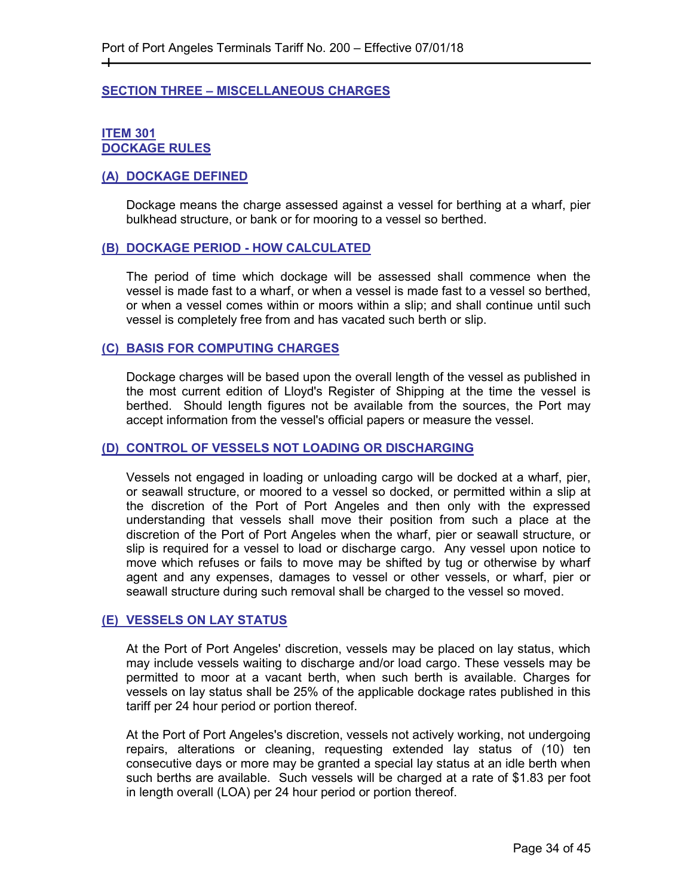## SECTION THREE – MISCELLANEOUS CHARGES

### ITEM 301
### DOCKAGE RULES

#### (A) DOCKAGE DEFINED

Dockage means the charge assessed against a vessel for berthing at a wharf, pier bulkhead structure, or bank or for mooring to a vessel so berthed.

#### (B) DOCKAGE PERIOD - HOW CALCULATED

The period of time which dockage will be assessed shall commence when the vessel is made fast to a wharf, or when a vessel is made fast to a vessel so berthed, or when a vessel comes within or moors within a slip; and shall continue until such vessel is completely free from and has vacated such berth or slip.

#### (C) BASIS FOR COMPUTING CHARGES

Dockage charges will be based upon the overall length of the vessel as published in the most current edition of Lloyd's Register of Shipping at the time the vessel is berthed. Should length figures not be available from the sources, the Port may accept information from the vessel's official papers or measure the vessel.

#### (D) CONTROL OF VESSELS NOT LOADING OR DISCHARGING

Vessels not engaged in loading or unloading cargo will be docked at a wharf, pier, or seawall structure, or moored to a vessel so docked, or permitted within a slip at the discretion of the Port of Port Angeles and then only with the expressed understanding that vessels shall move their position from such a place at the discretion of the Port of Port Angeles when the wharf, pier or seawall structure, or slip is required for a vessel to load or discharge cargo. Any vessel upon notice to move which refuses or fails to move may be shifted by tug or otherwise by wharf agent and any expenses, damages to vessel or other vessels, or wharf, pier or seawall structure during such removal shall be charged to the vessel so moved.

#### (E) VESSELS ON LAY STATUS

At the Port of Port Angeles' discretion, vessels may be placed on lay status, which may include vessels waiting to discharge and/or load cargo. These vessels may be permitted to moor at a vacant berth, when such berth is available. Charges for vessels on lay status shall be 25% of the applicable dockage rates published in this tariff per 24 hour period or portion thereof.

At the Port of Port Angeles's discretion, vessels not actively working, not undergoing repairs, alterations or cleaning, requesting extended lay status of (10) ten consecutive days or more may be granted a special lay status at an idle berth when such berths are available. Such vessels will be charged at a rate of $1.83 per foot in length overall (LOA) per 24 hour period or portion thereof.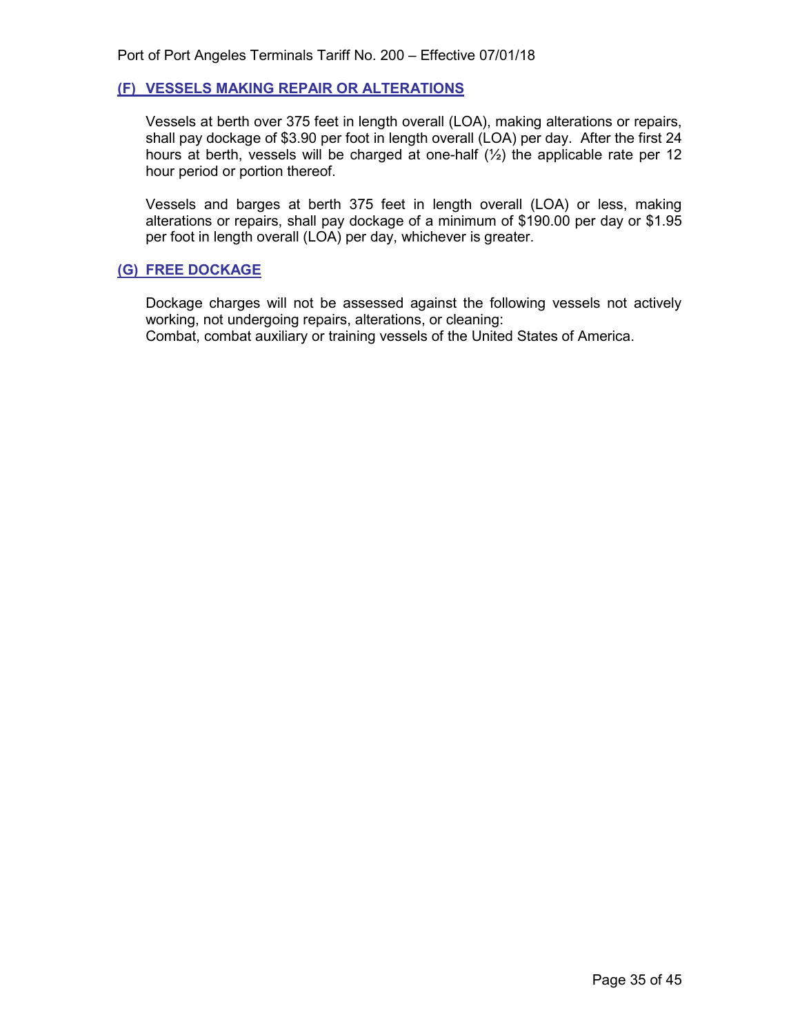### (F) VESSELS MAKING REPAIR OR ALTERATIONS

Vessels at berth over 375 feet in length overall (LOA), making alterations or repairs, shall pay dockage of $3.90 per foot in length overall (LOA) per day. After the first 24 hours at berth, vessels will be charged at one-half (½) the applicable rate per 12 hour period or portion thereof.

Vessels and barges at berth 375 feet in length overall (LOA) or less, making alterations or repairs, shall pay dockage of a minimum of $190.00 per day or $1.95 per foot in length overall (LOA) per day, whichever is greater.

### (G) FREE DOCKAGE

Dockage charges will not be assessed against the following vessels not actively working, not undergoing repairs, alterations, or cleaning:
Combat, combat auxiliary or training vessels of the United States of America.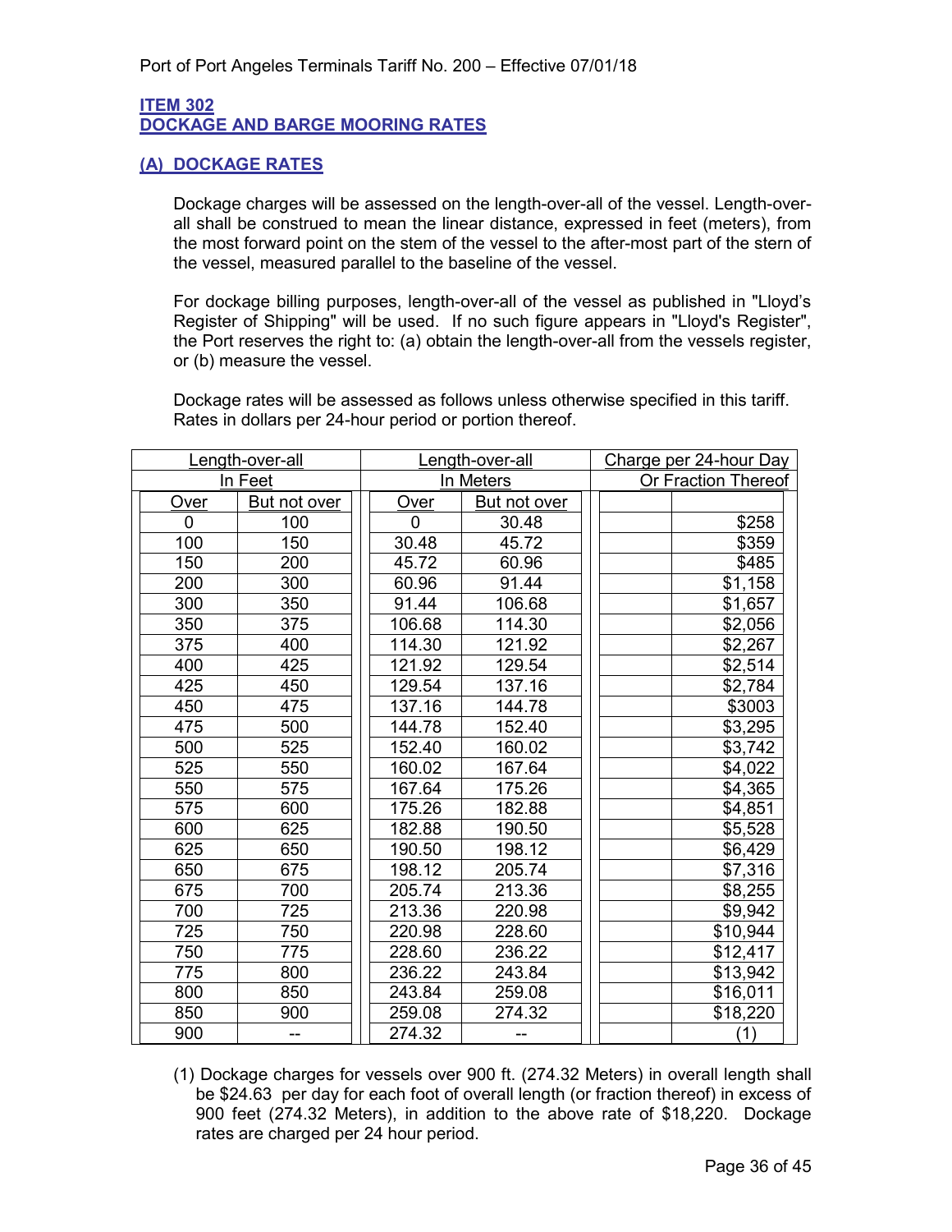## ITEM 302
## DOCKAGE AND BARGE MOORING RATES

### (A) DOCKAGE RATES

Dockage charges will be assessed on the length-over-all of the vessel. Length-over-all shall be construed to mean the linear distance, expressed in feet (meters), from the most forward point on the stem of the vessel to the after-most part of the stern of the vessel, measured parallel to the baseline of the vessel.

For dockage billing purposes, length-over-all of the vessel as published in "Lloyd's Register of Shipping" will be used. If no such figure appears in "Lloyd's Register", the Port reserves the right to: (a) obtain the length-over-all from the vessels register, or (b) measure the vessel.

Dockage rates will be assessed as follows unless otherwise specified in this tariff. Rates in dollars per 24-hour period or portion thereof.

| Length-over-all In Feet | | Length-over-all In Meters | | Charge per 24-hour Day Or Fraction Thereof |
|---|---|---|---|---|
| Over | But not over | Over | But not over | |
| 0 | 100 | 0 | 30.48 | $258 |
| 100 | 150 | 30.48 | 45.72 | $359 |
| 150 | 200 | 45.72 | 60.96 | $485 |
| 200 | 300 | 60.96 | 91.44 | $1,158 |
| 300 | 350 | 91.44 | 106.68 | $1,657 |
| 350 | 375 | 106.68 | 114.30 | $2,056 |
| 375 | 400 | 114.30 | 121.92 | $2,267 |
| 400 | 425 | 121.92 | 129.54 | $2,514 |
| 425 | 450 | 129.54 | 137.16 | $2,784 |
| 450 | 475 | 137.16 | 144.78 | $3003 |
| 475 | 500 | 144.78 | 152.40 | $3,295 |
| 500 | 525 | 152.40 | 160.02 | $3,742 |
| 525 | 550 | 160.02 | 167.64 | $4,022 |
| 550 | 575 | 167.64 | 175.26 | $4,365 |
| 575 | 600 | 175.26 | 182.88 | $4,851 |
| 600 | 625 | 182.88 | 190.50 | $5,528 |
| 625 | 650 | 190.50 | 198.12 | $6,429 |
| 650 | 675 | 198.12 | 205.74 | $7,316 |
| 675 | 700 | 205.74 | 213.36 | $8,255 |
| 700 | 725 | 213.36 | 220.98 | $9,942 |
| 725 | 750 | 220.98 | 228.60 | $10,944 |
| 750 | 775 | 228.60 | 236.22 | $12,417 |
| 775 | 800 | 236.22 | 243.84 | $13,942 |
| 800 | 850 | 243.84 | 259.08 | $16,011 |
| 850 | 900 | 259.08 | 274.32 | $18,220 |
| 900 | -- | 274.32 | -- | (1) |

(1) Dockage charges for vessels over 900 ft. (274.32 Meters) in overall length shall be $24.63 per day for each foot of overall length (or fraction thereof) in excess of 900 feet (274.32 Meters), in addition to the above rate of $18,220. Dockage rates are charged per 24 hour period.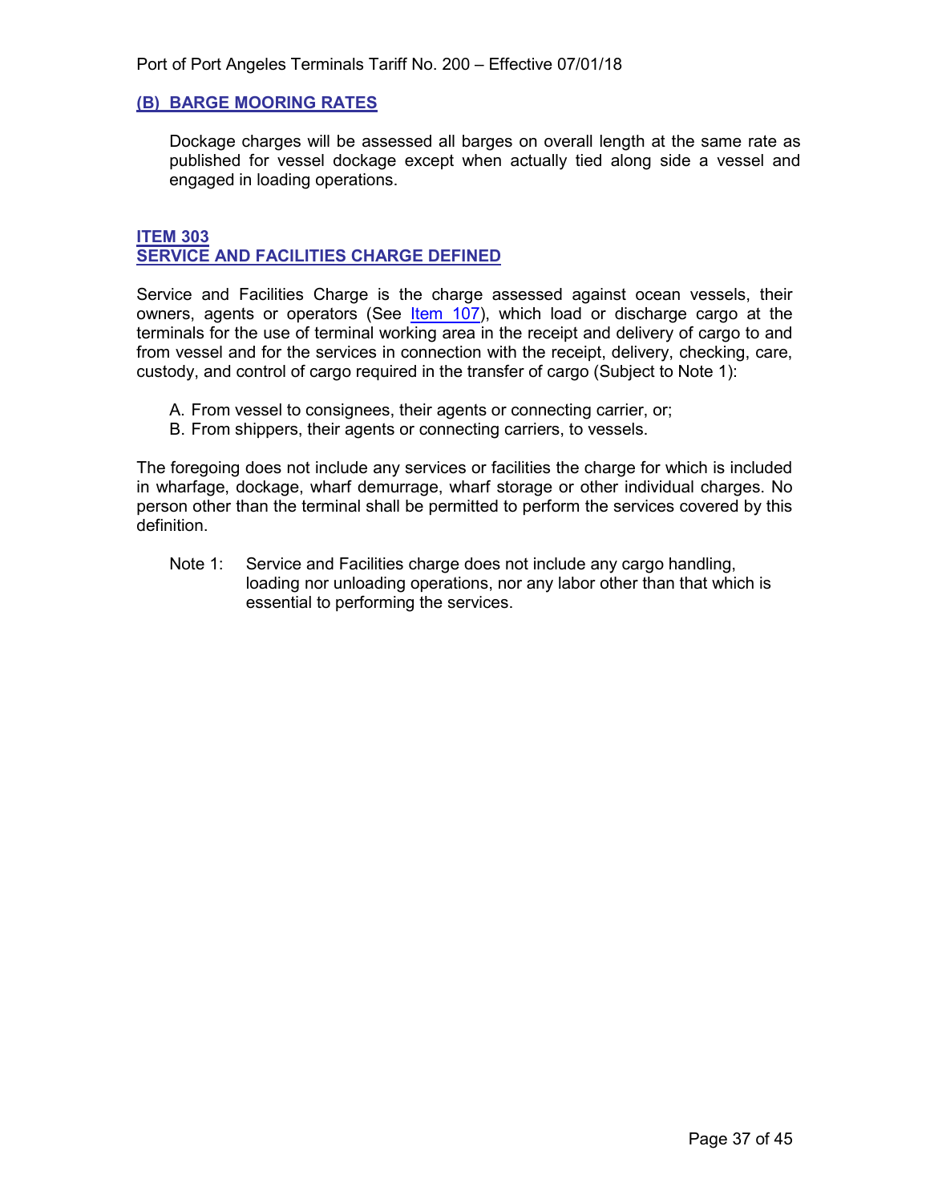### (B) BARGE MOORING RATES

Dockage charges will be assessed all barges on overall length at the same rate as published for vessel dockage except when actually tied along side a vessel and engaged in loading operations.

## ITEM 303
## SERVICE AND FACILITIES CHARGE DEFINED

Service and Facilities Charge is the charge assessed against ocean vessels, their owners, agents or operators (See Item 107), which load or discharge cargo at the terminals for the use of terminal working area in the receipt and delivery of cargo to and from vessel and for the services in connection with the receipt, delivery, checking, care, custody, and control of cargo required in the transfer of cargo (Subject to Note 1):

A. From vessel to consignees, their agents or connecting carrier, or;
B. From shippers, their agents or connecting carriers, to vessels.

The foregoing does not include any services or facilities the charge for which is included in wharfage, dockage, wharf demurrage, wharf storage or other individual charges. No person other than the terminal shall be permitted to perform the services covered by this definition.

Note 1: Service and Facilities charge does not include any cargo handling, loading nor unloading operations, nor any labor other than that which is essential to performing the services.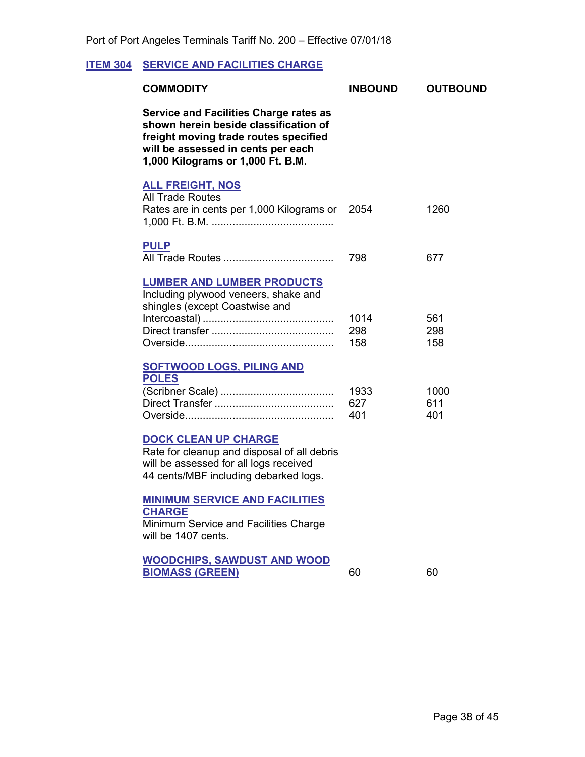Port of Port Angeles Terminals Tariff No. 200 – Effective 07/01/18

## ITEM 304 SERVICE AND FACILITIES CHARGE

| COMMODITY | INBOUND | OUTBOUND |
|---|---|---|
| **Service and Facilities Charge rates as shown herein beside classification of freight moving trade routes specified will be assessed in cents per each 1,000 Kilograms or 1,000 Ft. B.M.** | | |
| **ALL FREIGHT, NOS** | | |
| All Trade Routes | | |
| Rates are in cents per 1,000 Kilograms or 1,000 Ft. B.M. ........................................ | 2054 | 1260 |
| **PULP** | | |
| All Trade Routes .................................... | 798 | 677 |
| **LUMBER AND LUMBER PRODUCTS** | | |
| Including plywood veneers, shake and shingles (except Coastwise and Intercoastal) ........................................... | 1014 | 561 |
| Direct transfer ........................................ | 298 | 298 |
| Overside................................................. | 158 | 158 |
| **SOFTWOOD LOGS, PILING AND POLES** | | |
| (Scribner Scale) ..................................... | 1933 | 1000 |
| Direct Transfer ....................................... | 627 | 611 |
| Overside................................................. | 401 | 401 |
| **DOCK CLEAN UP CHARGE** | | |
| Rate for cleanup and disposal of all debris will be assessed for all logs received 44 cents/MBF including debarked logs. | | |
| **MINIMUM SERVICE AND FACILITIES CHARGE** | | |
| Minimum Service and Facilities Charge will be 1407 cents. | | |
| **WOODCHIPS, SAWDUST AND WOOD BIOMASS (GREEN)** | 60 | 60 |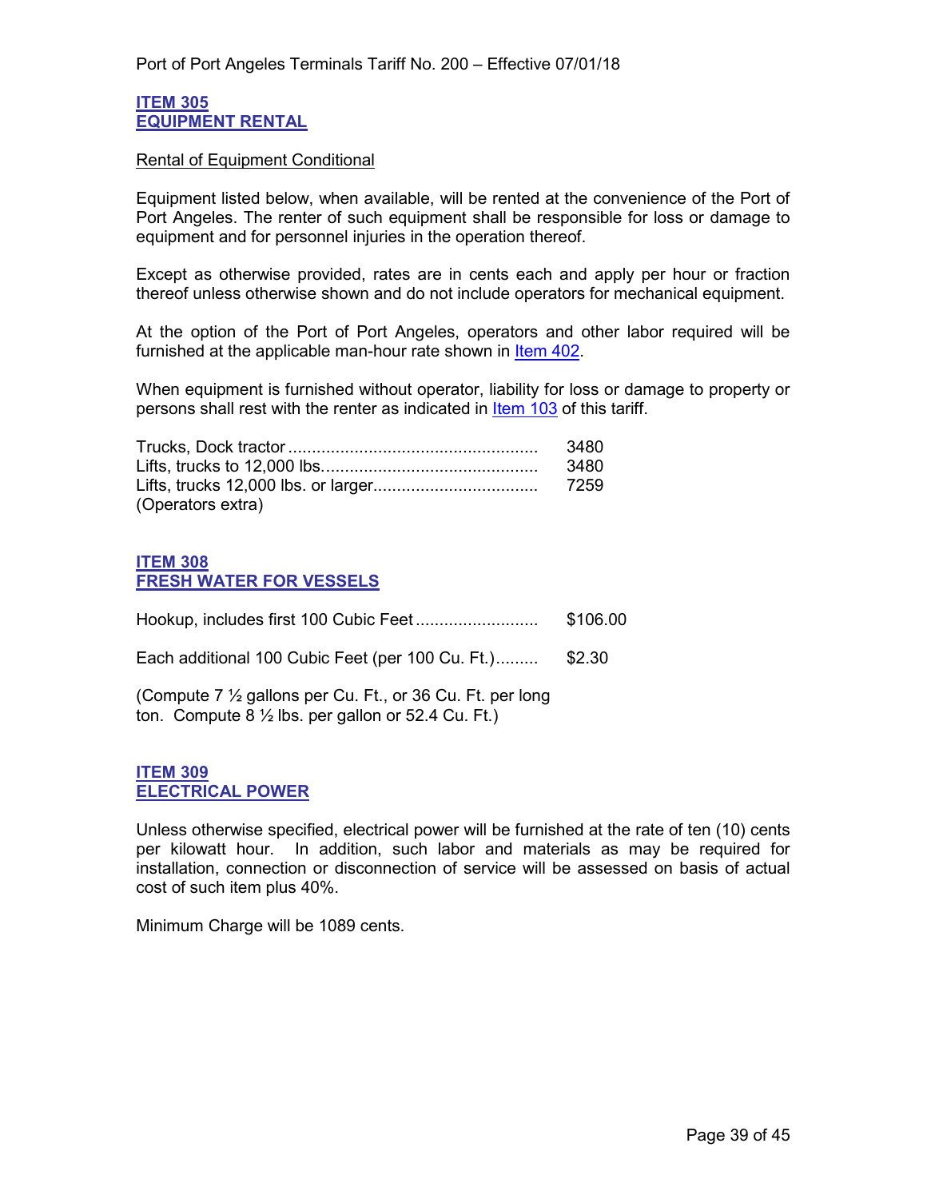## ITEM 305
## EQUIPMENT RENTAL

Rental of Equipment Conditional

Equipment listed below, when available, will be rented at the convenience of the Port of Port Angeles. The renter of such equipment shall be responsible for loss or damage to equipment and for personnel injuries in the operation thereof.

Except as otherwise provided, rates are in cents each and apply per hour or fraction thereof unless otherwise shown and do not include operators for mechanical equipment.

At the option of the Port of Port Angeles, operators and other labor required will be furnished at the applicable man-hour rate shown in Item 402.

When equipment is furnished without operator, liability for loss or damage to property or persons shall rest with the renter as indicated in Item 103 of this tariff.

| | |
|---|---|
| Trucks, Dock tractor | 3480 |
| Lifts, trucks to 12,000 lbs. | 3480 |
| Lifts, trucks 12,000 lbs. or larger | 7259 |

(Operators extra)

## ITEM 308
## FRESH WATER FOR VESSELS

| | |
|---|---|
| Hookup, includes first 100 Cubic Feet | $106.00 |
| Each additional 100 Cubic Feet (per 100 Cu. Ft.) | $2.30 |

(Compute 7 ½ gallons per Cu. Ft., or 36 Cu. Ft. per long ton. Compute 8 ½ lbs. per gallon or 52.4 Cu. Ft.)

## ITEM 309
## ELECTRICAL POWER

Unless otherwise specified, electrical power will be furnished at the rate of ten (10) cents per kilowatt hour. In addition, such labor and materials as may be required for installation, connection or disconnection of service will be assessed on basis of actual cost of such item plus 40%.

Minimum Charge will be 1089 cents.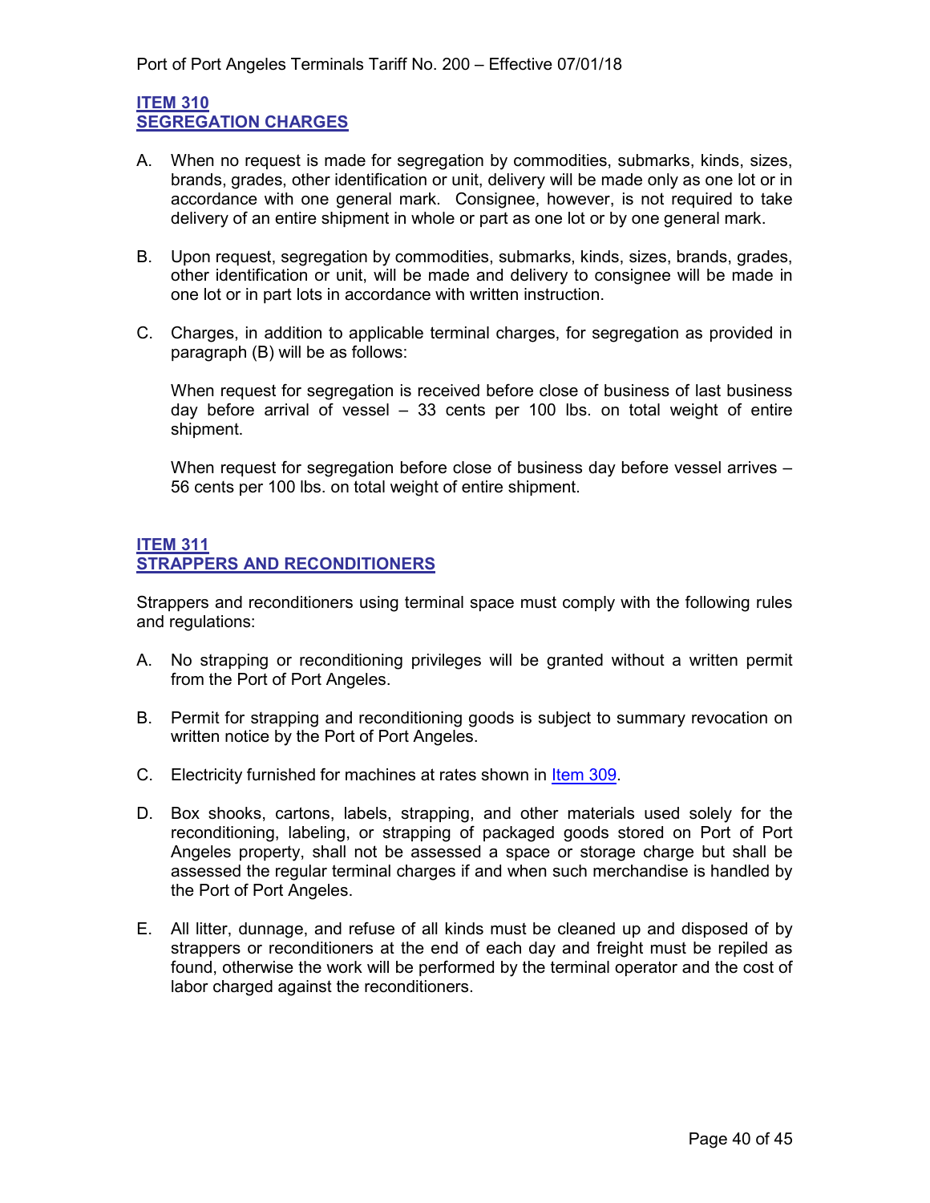## ITEM 310
## SEGREGATION CHARGES

A. When no request is made for segregation by commodities, submarks, kinds, sizes, brands, grades, other identification or unit, delivery will be made only as one lot or in accordance with one general mark. Consignee, however, is not required to take delivery of an entire shipment in whole or part as one lot or by one general mark.

B. Upon request, segregation by commodities, submarks, kinds, sizes, brands, grades, other identification or unit, will be made and delivery to consignee will be made in one lot or in part lots in accordance with written instruction.

C. Charges, in addition to applicable terminal charges, for segregation as provided in paragraph (B) will be as follows:

   When request for segregation is received before close of business of last business day before arrival of vessel – 33 cents per 100 lbs. on total weight of entire shipment.

   When request for segregation before close of business day before vessel arrives – 56 cents per 100 lbs. on total weight of entire shipment.

## ITEM 311
## STRAPPERS AND RECONDITIONERS

Strappers and reconditioners using terminal space must comply with the following rules and regulations:

A. No strapping or reconditioning privileges will be granted without a written permit from the Port of Port Angeles.

B. Permit for strapping and reconditioning goods is subject to summary revocation on written notice by the Port of Port Angeles.

C. Electricity furnished for machines at rates shown in Item 309.

D. Box shooks, cartons, labels, strapping, and other materials used solely for the reconditioning, labeling, or strapping of packaged goods stored on Port of Port Angeles property, shall not be assessed a space or storage charge but shall be assessed the regular terminal charges if and when such merchandise is handled by the Port of Port Angeles.

E. All litter, dunnage, and refuse of all kinds must be cleaned up and disposed of by strappers or reconditioners at the end of each day and freight must be repiled as found, otherwise the work will be performed by the terminal operator and the cost of labor charged against the reconditioners.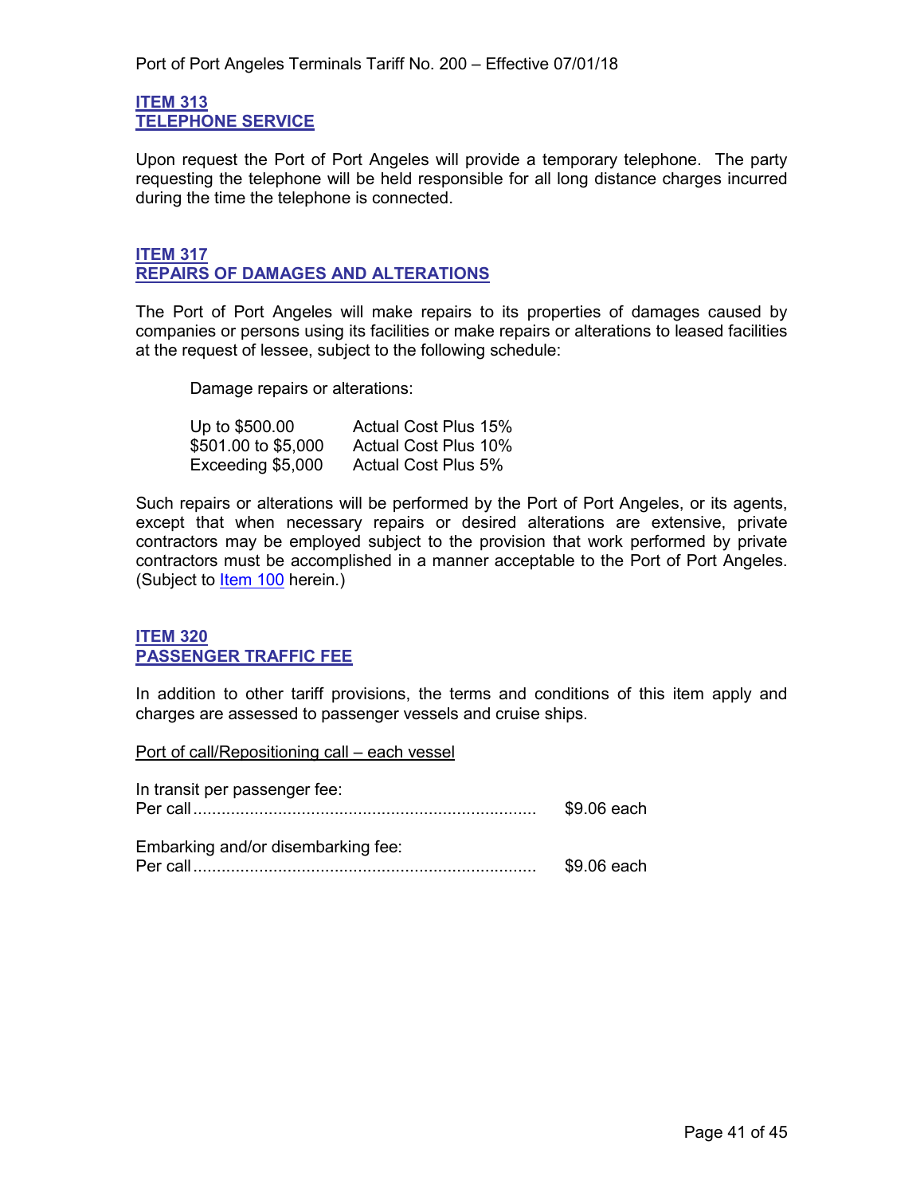## ITEM 313
## TELEPHONE SERVICE

Upon request the Port of Port Angeles will provide a temporary telephone. The party requesting the telephone will be held responsible for all long distance charges incurred during the time the telephone is connected.

## ITEM 317
## REPAIRS OF DAMAGES AND ALTERATIONS

The Port of Port Angeles will make repairs to its properties of damages caused by companies or persons using its facilities or make repairs or alterations to leased facilities at the request of lessee, subject to the following schedule:

Damage repairs or alterations:

| | |
|---|---|
| Up to $500.00 | Actual Cost Plus 15% |
| $501.00 to $5,000 | Actual Cost Plus 10% |
| Exceeding $5,000 | Actual Cost Plus 5% |

Such repairs or alterations will be performed by the Port of Port Angeles, or its agents, except that when necessary repairs or desired alterations are extensive, private contractors may be employed subject to the provision that work performed by private contractors must be accomplished in a manner acceptable to the Port of Port Angeles. (Subject to Item 100 herein.)

## ITEM 320
## PASSENGER TRAFFIC FEE

In addition to other tariff provisions, the terms and conditions of this item apply and charges are assessed to passenger vessels and cruise ships.

<u>Port of call/Repositioning call – each vessel</u>

In transit per passenger fee:
Per call........................................................................ $9.06 each

Embarking and/or disembarking fee:
Per call........................................................................ $9.06 each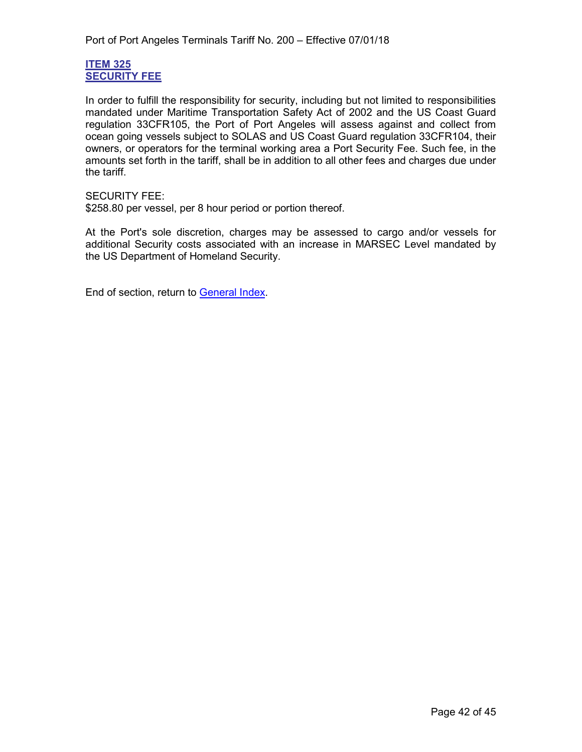## ITEM 325
## SECURITY FEE

In order to fulfill the responsibility for security, including but not limited to responsibilities mandated under Maritime Transportation Safety Act of 2002 and the US Coast Guard regulation 33CFR105, the Port of Port Angeles will assess against and collect from ocean going vessels subject to SOLAS and US Coast Guard regulation 33CFR104, their owners, or operators for the terminal working area a Port Security Fee. Such fee, in the amounts set forth in the tariff, shall be in addition to all other fees and charges due under the tariff.

SECURITY FEE:
$258.80 per vessel, per 8 hour period or portion thereof.

At the Port's sole discretion, charges may be assessed to cargo and/or vessels for additional Security costs associated with an increase in MARSEC Level mandated by the US Department of Homeland Security.

End of section, return to General Index.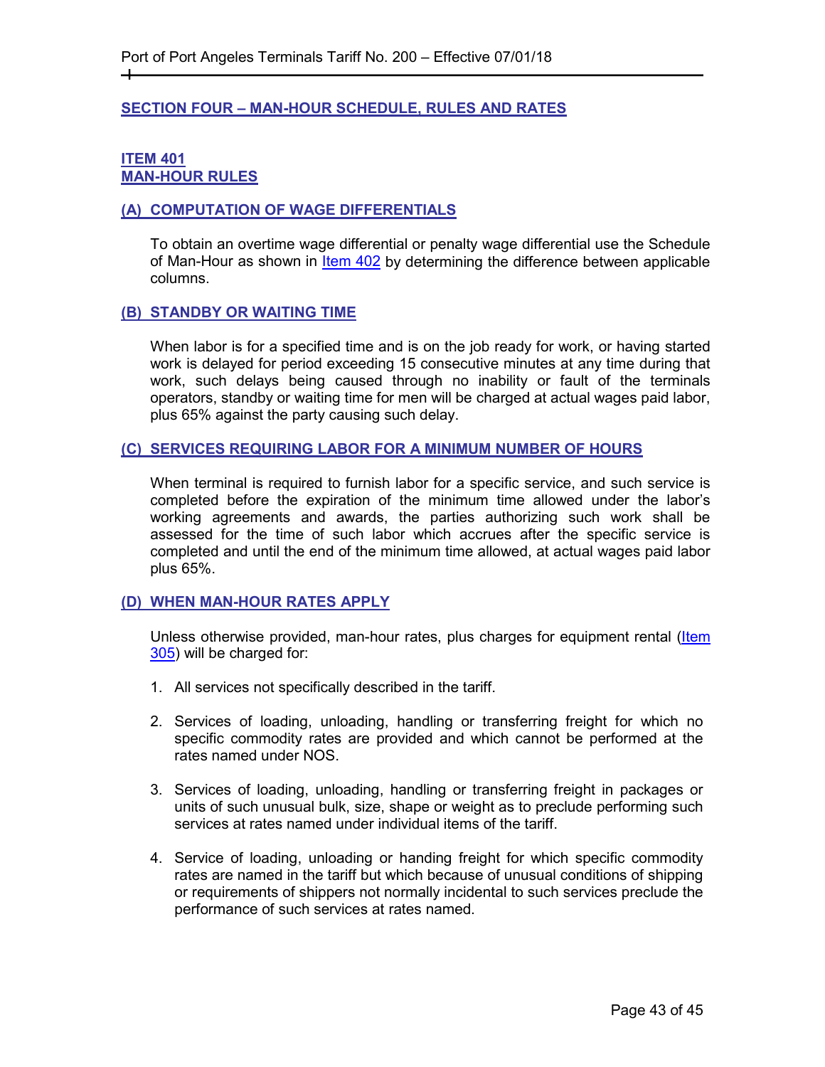## SECTION FOUR – MAN-HOUR SCHEDULE, RULES AND RATES

### ITEM 401
### MAN-HOUR RULES

#### (A) COMPUTATION OF WAGE DIFFERENTIALS

To obtain an overtime wage differential or penalty wage differential use the Schedule of Man-Hour as shown in Item 402 by determining the difference between applicable columns.

#### (B) STANDBY OR WAITING TIME

When labor is for a specified time and is on the job ready for work, or having started work is delayed for period exceeding 15 consecutive minutes at any time during that work, such delays being caused through no inability or fault of the terminals operators, standby or waiting time for men will be charged at actual wages paid labor, plus 65% against the party causing such delay.

#### (C) SERVICES REQUIRING LABOR FOR A MINIMUM NUMBER OF HOURS

When terminal is required to furnish labor for a specific service, and such service is completed before the expiration of the minimum time allowed under the labor's working agreements and awards, the parties authorizing such work shall be assessed for the time of such labor which accrues after the specific service is completed and until the end of the minimum time allowed, at actual wages paid labor plus 65%.

#### (D) WHEN MAN-HOUR RATES APPLY

Unless otherwise provided, man-hour rates, plus charges for equipment rental (Item 305) will be charged for:

1. All services not specifically described in the tariff.

2. Services of loading, unloading, handling or transferring freight for which no specific commodity rates are provided and which cannot be performed at the rates named under NOS.

3. Services of loading, unloading, handling or transferring freight in packages or units of such unusual bulk, size, shape or weight as to preclude performing such services at rates named under individual items of the tariff.

4. Service of loading, unloading or handing freight for which specific commodity rates are named in the tariff but which because of unusual conditions of shipping or requirements of shippers not normally incidental to such services preclude the performance of such services at rates named.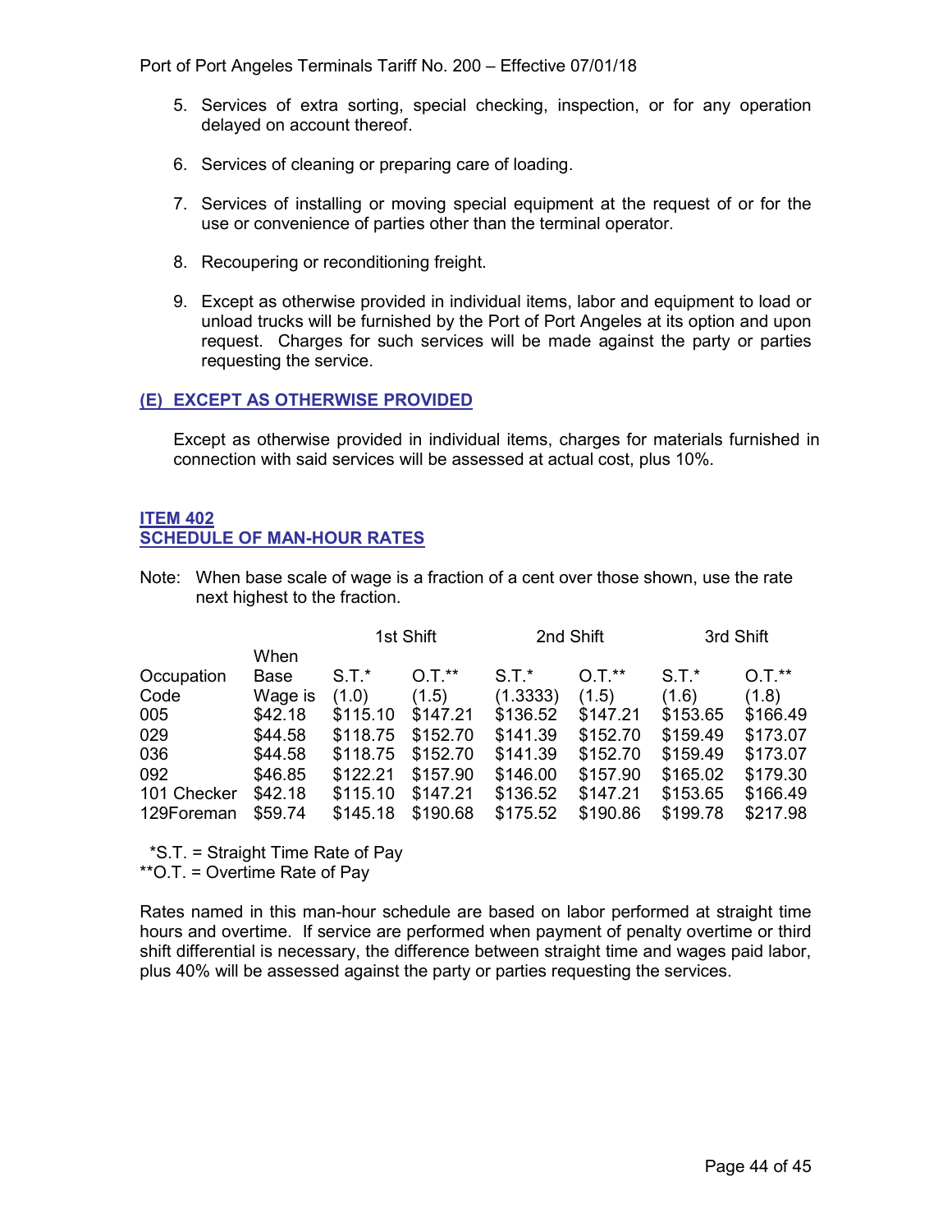5. Services of extra sorting, special checking, inspection, or for any operation delayed on account thereof.

6. Services of cleaning or preparing care of loading.

7. Services of installing or moving special equipment at the request of or for the use or convenience of parties other than the terminal operator.

8. Recoupering or reconditioning freight.

9. Except as otherwise provided in individual items, labor and equipment to load or unload trucks will be furnished by the Port of Port Angeles at its option and upon request. Charges for such services will be made against the party or parties requesting the service.

## (E) EXCEPT AS OTHERWISE PROVIDED

Except as otherwise provided in individual items, charges for materials furnished in connection with said services will be assessed at actual cost, plus 10%.

## ITEM 402
## SCHEDULE OF MAN-HOUR RATES

Note: When base scale of wage is a fraction of a cent over those shown, use the rate next highest to the fraction.

| | | 1st Shift | | 2nd Shift | | 3rd Shift | |
|---|---|---|---|---|---|---|---|
| Occupation Code | When Base Wage is | S.T.* (1.0) | O.T.** (1.5) | S.T.* (1.3333) | O.T.** (1.5) | S.T.* (1.6) | O.T.** (1.8) |
| 005 | $42.18 | $115.10 | $147.21 | $136.52 | $147.21 | $153.65 | $166.49 |
| 029 | $44.58 | $118.75 | $152.70 | $141.39 | $152.70 | $159.49 | $173.07 |
| 036 | $44.58 | $118.75 | $152.70 | $141.39 | $152.70 | $159.49 | $173.07 |
| 092 | $46.85 | $122.21 | $157.90 | $146.00 | $157.90 | $165.02 | $179.30 |
| 101 Checker | $42.18 | $115.10 | $147.21 | $136.52 | $147.21 | $153.65 | $166.49 |
| 129Foreman | $59.74 | $145.18 | $190.68 | $175.52 | $190.86 | $199.78 | $217.98 |

*S.T. = Straight Time Rate of Pay
**O.T. = Overtime Rate of Pay

Rates named in this man-hour schedule are based on labor performed at straight time hours and overtime. If service are performed when payment of penalty overtime or third shift differential is necessary, the difference between straight time and wages paid labor, plus 40% will be assessed against the party or parties requesting the services.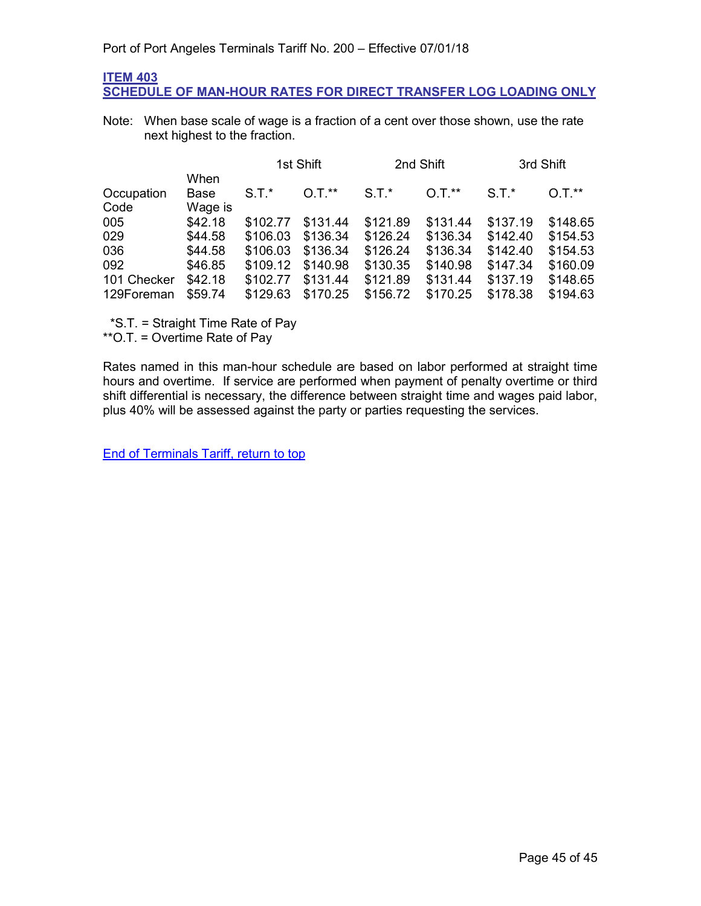## ITEM 403
## SCHEDULE OF MAN-HOUR RATES FOR DIRECT TRANSFER LOG LOADING ONLY

Note: When base scale of wage is a fraction of a cent over those shown, use the rate next highest to the fraction.

| | | 1st Shift | | 2nd Shift | | 3rd Shift | |
|---|---|---|---|---|---|---|---|
| Occupation Code | When Base Wage is | S.T.* | O.T.** | S.T.* | O.T.** | S.T.* | O.T.** |
| 005 | $42.18 | $102.77 | $131.44 | $121.89 | $131.44 | $137.19 | $148.65 |
| 029 | $44.58 | $106.03 | $136.34 | $126.24 | $136.34 | $142.40 | $154.53 |
| 036 | $44.58 | $106.03 | $136.34 | $126.24 | $136.34 | $142.40 | $154.53 |
| 092 | $46.85 | $109.12 | $140.98 | $130.35 | $140.98 | $147.34 | $160.09 |
| 101 Checker | $42.18 | $102.77 | $131.44 | $121.89 | $131.44 | $137.19 | $148.65 |
| 129Foreman | $59.74 | $129.63 | $170.25 | $156.72 | $170.25 | $178.38 | $194.63 |

*S.T. = Straight Time Rate of Pay
**O.T. = Overtime Rate of Pay

Rates named in this man-hour schedule are based on labor performed at straight time hours and overtime. If service are performed when payment of penalty overtime or third shift differential is necessary, the difference between straight time and wages paid labor, plus 40% will be assessed against the party or parties requesting the services.

End of Terminals Tariff, return to top